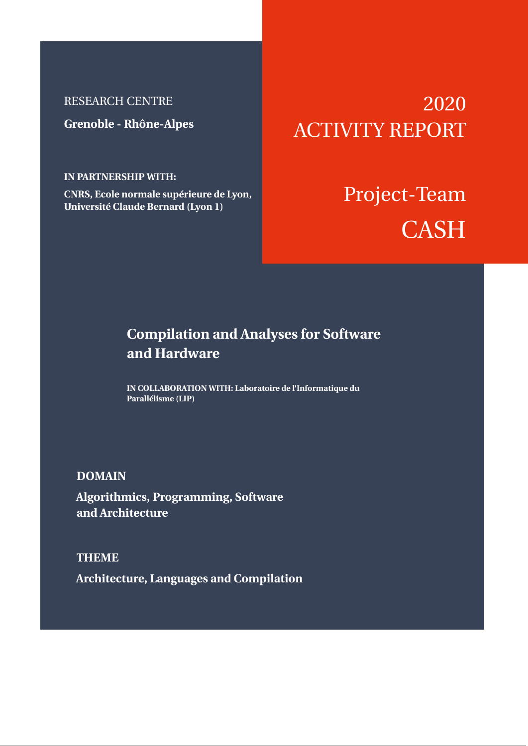RESEARCH CENTRE

**Grenoble - Rhône-Alpes**

**IN PARTNERSHIP WITH:**

**CNRS, Ecole normale supérieure de Lyon, Université Claude Bernard (Lyon 1)**

# 2020 ACTIVITY REPORT

# Project-Team CASH

## Compilation and Analyses for Software and Hardware

**IN COLLABORATION WITH: Laboratoire de l'Informatique du Parallélisme (LIP)**

**DOMAIN**

**Algorithmics, Programming, Software and Architecture**

**THEME**

**Architecture, Languages and Compilation**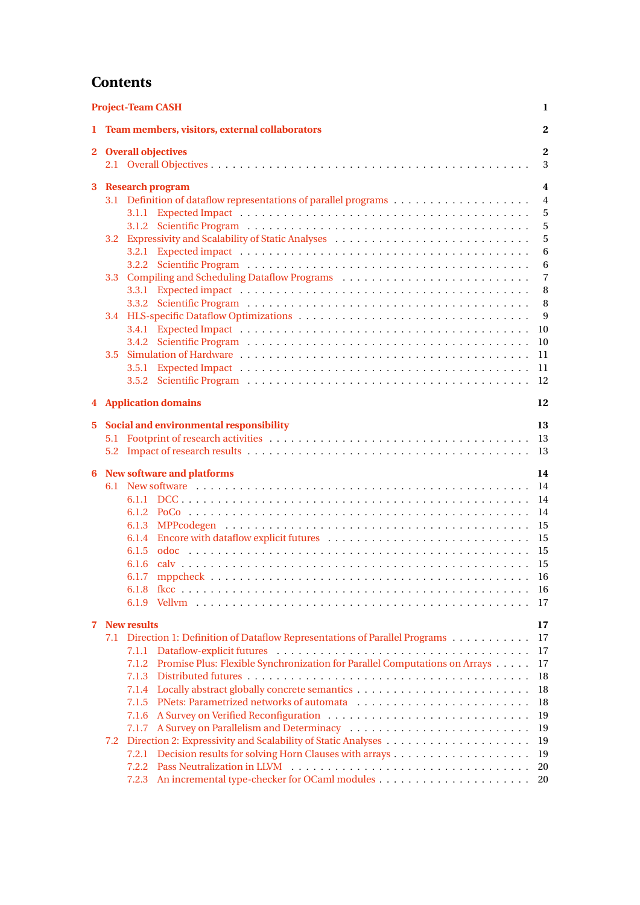# Contents

**Project-Team CASH** 1

**1 Team members, visitors, external collaborators** 2

**2 Overall objectives** 2
- 2.1 Overall Objectives 3

**3 Research program** 4
- 3.1 Definition of dataflow representations of parallel programs 4
  - 3.1.1 Expected Impact 5
  - 3.1.2 Scientific Program 5
- 3.2 Expressivity and Scalability of Static Analyses 5
  - 3.2.1 Expected impact 6
  - 3.2.2 Scientific Program 6
- 3.3 Compiling and Scheduling Dataflow Programs 7
  - 3.3.1 Expected impact 8
  - 3.3.2 Scientific Program 8
- 3.4 HLS-specific Dataflow Optimizations 9
  - 3.4.1 Expected Impact 10
  - 3.4.2 Scientific Program 10
- 3.5 Simulation of Hardware 11
  - 3.5.1 Expected Impact 11
  - 3.5.2 Scientific Program 12

**4 Application domains** 12

**5 Social and environmental responsibility** 13
- 5.1 Footprint of research activities 13
- 5.2 Impact of research results 13

**6 New software and platforms** 14
- 6.1 New software 14
  - 6.1.1 DCC 14
  - 6.1.2 PoCo 14
  - 6.1.3 MPPcodegen 15
  - 6.1.4 Encore with dataflow explicit futures 15
  - 6.1.5 odoc 15
  - 6.1.6 calv 15
  - 6.1.7 mppcheck 16
  - 6.1.8 fkcc 16
  - 6.1.9 Vellvm 17

**7 New results** 17
- 7.1 Direction 1: Definition of Dataflow Representations of Parallel Programs 17
  - 7.1.1 Dataflow-explicit futures 17
  - 7.1.2 Promise Plus: Flexible Synchronization for Parallel Computations on Arrays 17
  - 7.1.3 Distributed futures 18
  - 7.1.4 Locally abstract globally concrete semantics 18
  - 7.1.5 PNets: Parametrized networks of automata 18
  - 7.1.6 A Survey on Verified Reconfiguration 19
  - 7.1.7 A Survey on Parallelism and Determinacy 19
- 7.2 Direction 2: Expressivity and Scalability of Static Analyses 19
  - 7.2.1 Decision results for solving Horn Clauses with arrays 19
  - 7.2.2 Pass Neutralization in LLVM 20
  - 7.2.3 An incremental type-checker for OCaml modules 20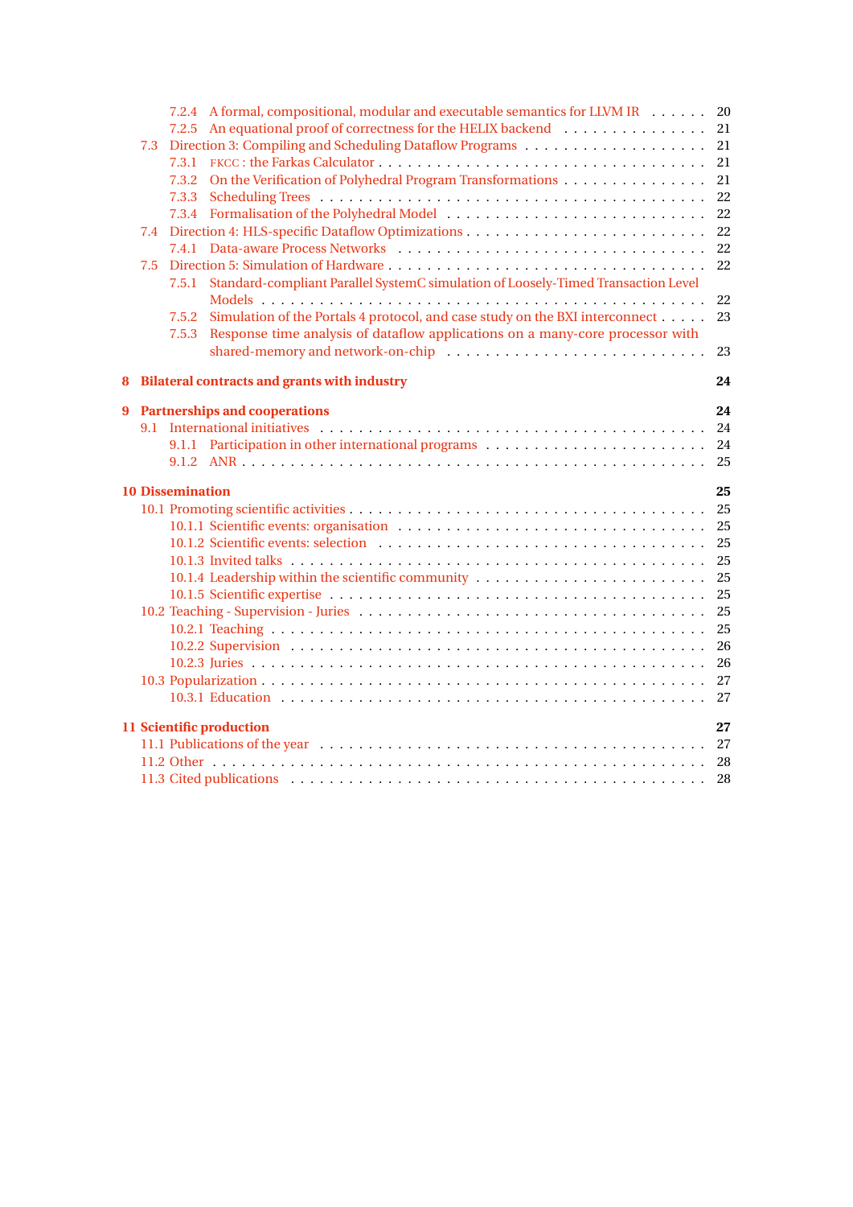7.2.4 A formal, compositional, modular and executable semantics for LLVM IR . . . . . . 20
7.2.5 An equational proof of correctness for the HELIX backend . . . . . . . . . . . . . . . 21
7.3 Direction 3: Compiling and Scheduling Dataflow Programs . . . . . . . . . . . . . . . . . . . 21
7.3.1 FKCC : the Farkas Calculator . . . . . . . . . . . . . . . . . . . . . . . . . . . . . . . . . 21
7.3.2 On the Verification of Polyhedral Program Transformations . . . . . . . . . . . . . . 21
7.3.3 Scheduling Trees . . . . . . . . . . . . . . . . . . . . . . . . . . . . . . . . . . . . . . . . 22
7.3.4 Formalisation of the Polyhedral Model . . . . . . . . . . . . . . . . . . . . . . . . . . . 22
7.4 Direction 4: HLS-specific Dataflow Optimizations . . . . . . . . . . . . . . . . . . . . . . . . 22
7.4.1 Data-aware Process Networks . . . . . . . . . . . . . . . . . . . . . . . . . . . . . . . . 22
7.5 Direction 5: Simulation of Hardware . . . . . . . . . . . . . . . . . . . . . . . . . . . . . . . . 22
7.5.1 Standard-compliant Parallel SystemC simulation of Loosely-Timed Transaction Level Models . . . . . . . . . . . . . . . . . . . . . . . . . . . . . . . . . . . . . . . . . . . . . . 22
7.5.2 Simulation of the Portals 4 protocol, and case study on the BXI interconnect . . . . . 23
7.5.3 Response time analysis of dataflow applications on a many-core processor with shared-memory and network-on-chip . . . . . . . . . . . . . . . . . . . . . . . . . . . . 23

**8 Bilateral contracts and grants with industry** **24**

**9 Partnerships and cooperations** **24**
9.1 International initiatives . . . . . . . . . . . . . . . . . . . . . . . . . . . . . . . . . . . . . . . 24
9.1.1 Participation in other international programs . . . . . . . . . . . . . . . . . . . . . . . 24
9.1.2 ANR . . . . . . . . . . . . . . . . . . . . . . . . . . . . . . . . . . . . . . . . . . . . . . . 25

**10 Dissemination** **25**
10.1 Promoting scientific activities . . . . . . . . . . . . . . . . . . . . . . . . . . . . . . . . . . . 25
10.1.1 Scientific events: organisation . . . . . . . . . . . . . . . . . . . . . . . . . . . . . . . . 25
10.1.2 Scientific events: selection . . . . . . . . . . . . . . . . . . . . . . . . . . . . . . . . . . 25
10.1.3 Invited talks . . . . . . . . . . . . . . . . . . . . . . . . . . . . . . . . . . . . . . . . . . 25
10.1.4 Leadership within the scientific community . . . . . . . . . . . . . . . . . . . . . . . . 25
10.1.5 Scientific expertise . . . . . . . . . . . . . . . . . . . . . . . . . . . . . . . . . . . . . . 25
10.2 Teaching - Supervision - Juries . . . . . . . . . . . . . . . . . . . . . . . . . . . . . . . . . . . 25
10.2.1 Teaching . . . . . . . . . . . . . . . . . . . . . . . . . . . . . . . . . . . . . . . . . . . . 25
10.2.2 Supervision . . . . . . . . . . . . . . . . . . . . . . . . . . . . . . . . . . . . . . . . . . 26
10.2.3 Juries . . . . . . . . . . . . . . . . . . . . . . . . . . . . . . . . . . . . . . . . . . . . . . 26
10.3 Popularization . . . . . . . . . . . . . . . . . . . . . . . . . . . . . . . . . . . . . . . . . . . . 27
10.3.1 Education . . . . . . . . . . . . . . . . . . . . . . . . . . . . . . . . . . . . . . . . . . . 27

**11 Scientific production** **27**
11.1 Publications of the year . . . . . . . . . . . . . . . . . . . . . . . . . . . . . . . . . . . . . . . 27
11.2 Other . . . . . . . . . . . . . . . . . . . . . . . . . . . . . . . . . . . . . . . . . . . . . . . . . 28
11.3 Cited publications . . . . . . . . . . . . . . . . . . . . . . . . . . . . . . . . . . . . . . . . . . 28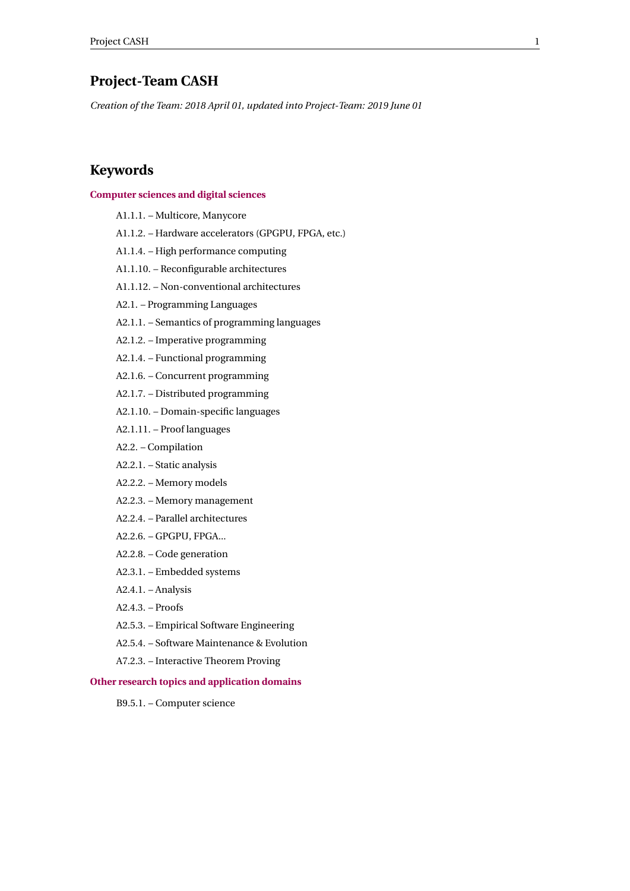# Project-Team CASH

*Creation of the Team: 2018 April 01, updated into Project-Team: 2019 June 01*

## Keywords

### Computer sciences and digital sciences

- A1.1.1. – Multicore, Manycore
- A1.1.2. – Hardware accelerators (GPGPU, FPGA, etc.)
- A1.1.4. – High performance computing
- A1.1.10. – Reconfigurable architectures
- A1.1.12. – Non-conventional architectures
- A2.1. – Programming Languages
- A2.1.1. – Semantics of programming languages
- A2.1.2. – Imperative programming
- A2.1.4. – Functional programming
- A2.1.6. – Concurrent programming
- A2.1.7. – Distributed programming
- A2.1.10. – Domain-specific languages
- A2.1.11. – Proof languages
- A2.2. – Compilation
- A2.2.1. – Static analysis
- A2.2.2. – Memory models
- A2.2.3. – Memory management
- A2.2.4. – Parallel architectures
- A2.2.6. – GPGPU, FPGA...
- A2.2.8. – Code generation
- A2.3.1. – Embedded systems
- A2.4.1. – Analysis
- A2.4.3. – Proofs
- A2.5.3. – Empirical Software Engineering
- A2.5.4. – Software Maintenance & Evolution
- A7.2.3. – Interactive Theorem Proving

### Other research topics and application domains

- B9.5.1. – Computer science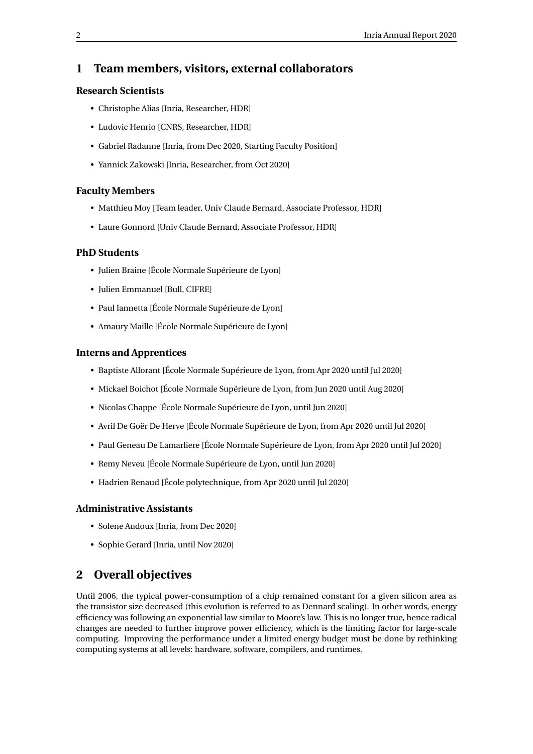# 1 Team members, visitors, external collaborators

### Research Scientists

- Christophe Alias [Inria, Researcher, HDR]
- Ludovic Henrio [CNRS, Researcher, HDR]
- Gabriel Radanne [Inria, from Dec 2020, Starting Faculty Position]
- Yannick Zakowski [Inria, Researcher, from Oct 2020]

### Faculty Members

- Matthieu Moy [Team leader, Univ Claude Bernard, Associate Professor, HDR]
- Laure Gonnord [Univ Claude Bernard, Associate Professor, HDR]

### PhD Students

- Julien Braine [École Normale Supérieure de Lyon]
- Julien Emmanuel [Bull, CIFRE]
- Paul Iannetta [École Normale Supérieure de Lyon]
- Amaury Maille [École Normale Supérieure de Lyon]

### Interns and Apprentices

- Baptiste Allorant [École Normale Supérieure de Lyon, from Apr 2020 until Jul 2020]
- Mickael Boichot [École Normale Supérieure de Lyon, from Jun 2020 until Aug 2020]
- Nicolas Chappe [École Normale Supérieure de Lyon, until Jun 2020]
- Avril De Goër De Herve [École Normale Supérieure de Lyon, from Apr 2020 until Jul 2020]
- Paul Geneau De Lamarliere [École Normale Supérieure de Lyon, from Apr 2020 until Jul 2020]
- Remy Neveu [École Normale Supérieure de Lyon, until Jun 2020]
- Hadrien Renaud [École polytechnique, from Apr 2020 until Jul 2020]

### Administrative Assistants

- Solene Audoux [Inria, from Dec 2020]
- Sophie Gerard [Inria, until Nov 2020]

# 2 Overall objectives

Until 2006, the typical power-consumption of a chip remained constant for a given silicon area as the transistor size decreased (this evolution is referred to as Dennard scaling). In other words, energy efficiency was following an exponential law similar to Moore's law. This is no longer true, hence radical changes are needed to further improve power efficiency, which is the limiting factor for large-scale computing. Improving the performance under a limited energy budget must be done by rethinking computing systems at all levels: hardware, software, compilers, and runtimes.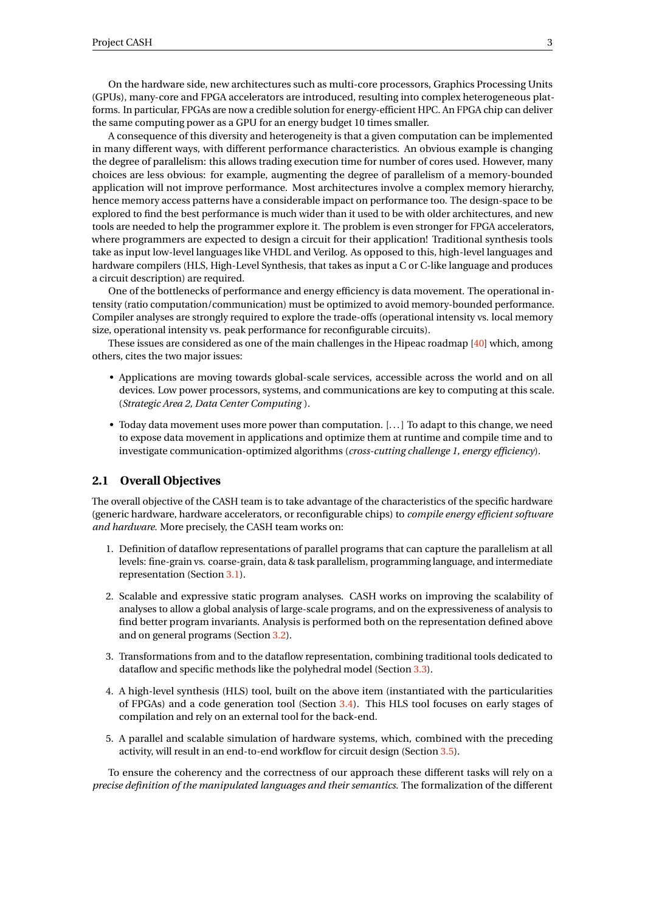On the hardware side, new architectures such as multi-core processors, Graphics Processing Units (GPUs), many-core and FPGA accelerators are introduced, resulting into complex heterogeneous platforms. In particular, FPGAs are now a credible solution for energy-efficient HPC. An FPGA chip can deliver the same computing power as a GPU for an energy budget 10 times smaller.

A consequence of this diversity and heterogeneity is that a given computation can be implemented in many different ways, with different performance characteristics. An obvious example is changing the degree of parallelism: this allows trading execution time for number of cores used. However, many choices are less obvious: for example, augmenting the degree of parallelism of a memory-bounded application will not improve performance. Most architectures involve a complex memory hierarchy, hence memory access patterns have a considerable impact on performance too. The design-space to be explored to find the best performance is much wider than it used to be with older architectures, and new tools are needed to help the programmer explore it. The problem is even stronger for FPGA accelerators, where programmers are expected to design a circuit for their application! Traditional synthesis tools take as input low-level languages like VHDL and Verilog. As opposed to this, high-level languages and hardware compilers (HLS, High-Level Synthesis, that takes as input a C or C-like language and produces a circuit description) are required.

One of the bottlenecks of performance and energy efficiency is data movement. The operational intensity (ratio computation/communication) must be optimized to avoid memory-bounded performance. Compiler analyses are strongly required to explore the trade-offs (operational intensity vs. local memory size, operational intensity vs. peak performance for reconfigurable circuits).

These issues are considered as one of the main challenges in the Hipeac roadmap [40] which, among others, cites the two major issues:

- Applications are moving towards global-scale services, accessible across the world and on all devices. Low power processors, systems, and communications are key to computing at this scale. (*Strategic Area 2, Data Center Computing* ).
- Today data movement uses more power than computation. [...] To adapt to this change, we need to expose data movement in applications and optimize them at runtime and compile time and to investigate communication-optimized algorithms (*cross-cutting challenge 1, energy efficiency*).

## 2.1 Overall Objectives

The overall objective of the CASH team is to take advantage of the characteristics of the specific hardware (generic hardware, hardware accelerators, or reconfigurable chips) to *compile energy efficient software and hardware*. More precisely, the CASH team works on:

1. Definition of dataflow representations of parallel programs that can capture the parallelism at all levels: fine-grain vs. coarse-grain, data & task parallelism, programming language, and intermediate representation (Section 3.1).
2. Scalable and expressive static program analyses. CASH works on improving the scalability of analyses to allow a global analysis of large-scale programs, and on the expressiveness of analysis to find better program invariants. Analysis is performed both on the representation defined above and on general programs (Section 3.2).
3. Transformations from and to the dataflow representation, combining traditional tools dedicated to dataflow and specific methods like the polyhedral model (Section 3.3).
4. A high-level synthesis (HLS) tool, built on the above item (instantiated with the particularities of FPGAs) and a code generation tool (Section 3.4). This HLS tool focuses on early stages of compilation and rely on an external tool for the back-end.
5. A parallel and scalable simulation of hardware systems, which, combined with the preceding activity, will result in an end-to-end workflow for circuit design (Section 3.5).

To ensure the coherency and the correctness of our approach these different tasks will rely on a *precise definition of the manipulated languages and their semantics.* The formalization of the different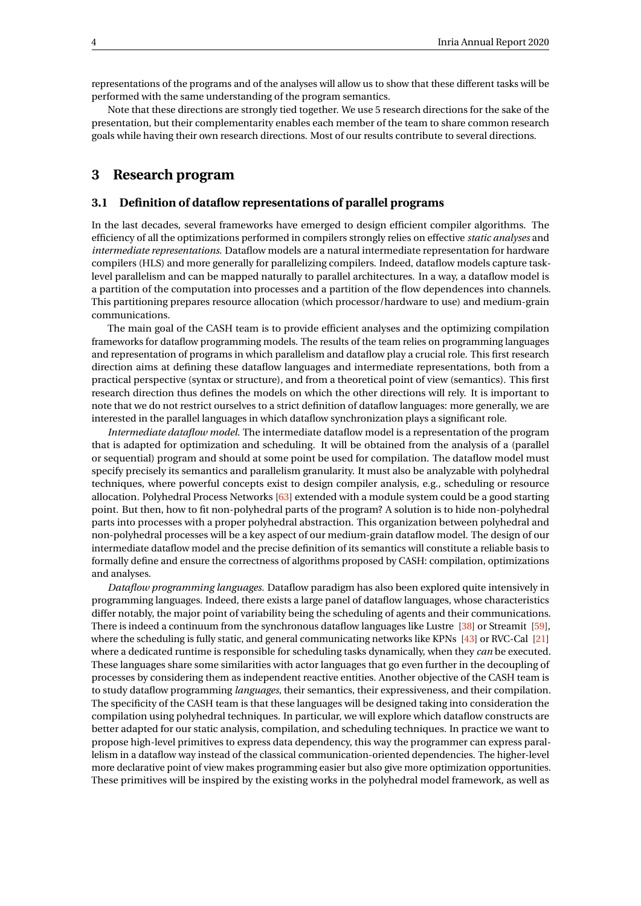representations of the programs and of the analyses will allow us to show that these different tasks will be performed with the same understanding of the program semantics.

Note that these directions are strongly tied together. We use 5 research directions for the sake of the presentation, but their complementarity enables each member of the team to share common research goals while having their own research directions. Most of our results contribute to several directions.

# 3 Research program

## 3.1 Definition of dataflow representations of parallel programs

In the last decades, several frameworks have emerged to design efficient compiler algorithms. The efficiency of all the optimizations performed in compilers strongly relies on effective *static analyses* and *intermediate representations*. Dataflow models are a natural intermediate representation for hardware compilers (HLS) and more generally for parallelizing compilers. Indeed, dataflow models capture task-level parallelism and can be mapped naturally to parallel architectures. In a way, a dataflow model is a partition of the computation into processes and a partition of the flow dependences into channels. This partitioning prepares resource allocation (which processor/hardware to use) and medium-grain communications.

The main goal of the CASH team is to provide efficient analyses and the optimizing compilation frameworks for dataflow programming models. The results of the team relies on programming languages and representation of programs in which parallelism and dataflow play a crucial role. This first research direction aims at defining these dataflow languages and intermediate representations, both from a practical perspective (syntax or structure), and from a theoretical point of view (semantics). This first research direction thus defines the models on which the other directions will rely. It is important to note that we do not restrict ourselves to a strict definition of dataflow languages: more generally, we are interested in the parallel languages in which dataflow synchronization plays a significant role.

*Intermediate dataflow model.* The intermediate dataflow model is a representation of the program that is adapted for optimization and scheduling. It will be obtained from the analysis of a (parallel or sequential) program and should at some point be used for compilation. The dataflow model must specify precisely its semantics and parallelism granularity. It must also be analyzable with polyhedral techniques, where powerful concepts exist to design compiler analysis, e.g., scheduling or resource allocation. Polyhedral Process Networks [63] extended with a module system could be a good starting point. But then, how to fit non-polyhedral parts of the program? A solution is to hide non-polyhedral parts into processes with a proper polyhedral abstraction. This organization between polyhedral and non-polyhedral processes will be a key aspect of our medium-grain dataflow model. The design of our intermediate dataflow model and the precise definition of its semantics will constitute a reliable basis to formally define and ensure the correctness of algorithms proposed by CASH: compilation, optimizations and analyses.

*Dataflow programming languages.* Dataflow paradigm has also been explored quite intensively in programming languages. Indeed, there exists a large panel of dataflow languages, whose characteristics differ notably, the major point of variability being the scheduling of agents and their communications. There is indeed a continuum from the synchronous dataflow languages like Lustre [38] or Streamit [59], where the scheduling is fully static, and general communicating networks like KPNs [43] or RVC-Cal [21] where a dedicated runtime is responsible for scheduling tasks dynamically, when they *can* be executed. These languages share some similarities with actor languages that go even further in the decoupling of processes by considering them as independent reactive entities. Another objective of the CASH team is to study dataflow programming *languages*, their semantics, their expressiveness, and their compilation. The specificity of the CASH team is that these languages will be designed taking into consideration the compilation using polyhedral techniques. In particular, we will explore which dataflow constructs are better adapted for our static analysis, compilation, and scheduling techniques. In practice we want to propose high-level primitives to express data dependency, this way the programmer can express parallelism in a dataflow way instead of the classical communication-oriented dependencies. The higher-level more declarative point of view makes programming easier but also give more optimization opportunities. These primitives will be inspired by the existing works in the polyhedral model framework, as well as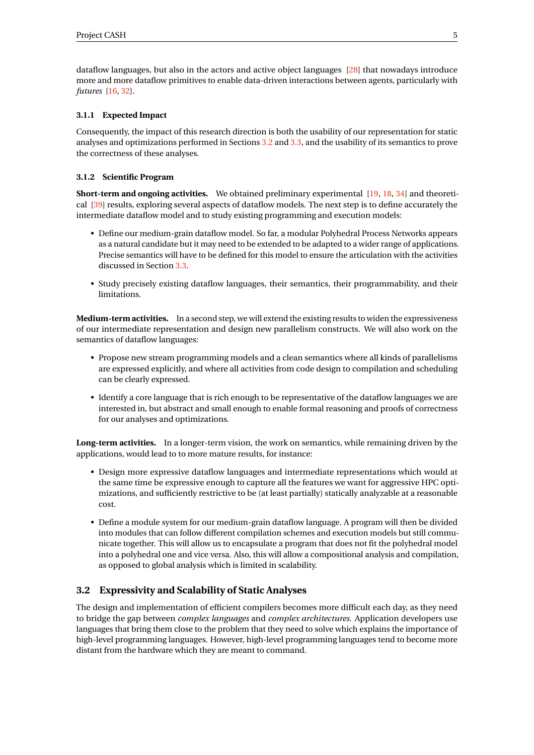dataflow languages, but also in the actors and active object languages [28] that nowadays introduce more and more dataflow primitives to enable data-driven interactions between agents, particularly with *futures* [16, 32].

#### 3.1.1 Expected Impact

Consequently, the impact of this research direction is both the usability of our representation for static analyses and optimizations performed in Sections 3.2 and 3.3, and the usability of its semantics to prove the correctness of these analyses.

#### 3.1.2 Scientific Program

**Short-term and ongoing activities.** We obtained preliminary experimental [19, 18, 34] and theoretical [39] results, exploring several aspects of dataflow models. The next step is to define accurately the intermediate dataflow model and to study existing programming and execution models:

- Define our medium-grain dataflow model. So far, a modular Polyhedral Process Networks appears as a natural candidate but it may need to be extended to be adapted to a wider range of applications. Precise semantics will have to be defined for this model to ensure the articulation with the activities discussed in Section 3.3.
- Study precisely existing dataflow languages, their semantics, their programmability, and their limitations.

**Medium-term activities.** In a second step, we will extend the existing results to widen the expressiveness of our intermediate representation and design new parallelism constructs. We will also work on the semantics of dataflow languages:

- Propose new stream programming models and a clean semantics where all kinds of parallelisms are expressed explicitly, and where all activities from code design to compilation and scheduling can be clearly expressed.
- Identify a core language that is rich enough to be representative of the dataflow languages we are interested in, but abstract and small enough to enable formal reasoning and proofs of correctness for our analyses and optimizations.

**Long-term activities.** In a longer-term vision, the work on semantics, while remaining driven by the applications, would lead to to more mature results, for instance:

- Design more expressive dataflow languages and intermediate representations which would at the same time be expressive enough to capture all the features we want for aggressive HPC optimizations, and sufficiently restrictive to be (at least partially) statically analyzable at a reasonable cost.
- Define a module system for our medium-grain dataflow language. A program will then be divided into modules that can follow different compilation schemes and execution models but still communicate together. This will allow us to encapsulate a program that does not fit the polyhedral model into a polyhedral one and vice versa. Also, this will allow a compositional analysis and compilation, as opposed to global analysis which is limited in scalability.

### 3.2 Expressivity and Scalability of Static Analyses

The design and implementation of efficient compilers becomes more difficult each day, as they need to bridge the gap between *complex languages* and *complex architectures*. Application developers use languages that bring them close to the problem that they need to solve which explains the importance of high-level programming languages. However, high-level programming languages tend to become more distant from the hardware which they are meant to command.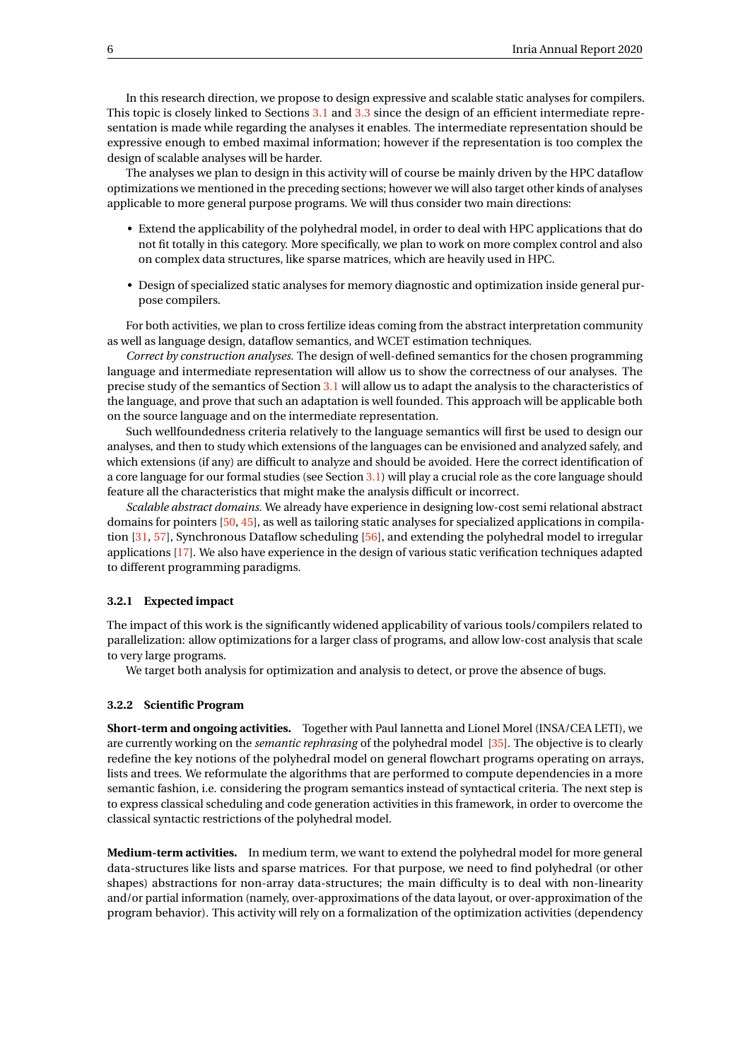In this research direction, we propose to design expressive and scalable static analyses for compilers. This topic is closely linked to Sections 3.1 and 3.3 since the design of an efficient intermediate representation is made while regarding the analyses it enables. The intermediate representation should be expressive enough to embed maximal information; however if the representation is too complex the design of scalable analyses will be harder.

The analyses we plan to design in this activity will of course be mainly driven by the HPC dataflow optimizations we mentioned in the preceding sections; however we will also target other kinds of analyses applicable to more general purpose programs. We will thus consider two main directions:

- Extend the applicability of the polyhedral model, in order to deal with HPC applications that do not fit totally in this category. More specifically, we plan to work on more complex control and also on complex data structures, like sparse matrices, which are heavily used in HPC.
- Design of specialized static analyses for memory diagnostic and optimization inside general purpose compilers.

For both activities, we plan to cross fertilize ideas coming from the abstract interpretation community as well as language design, dataflow semantics, and WCET estimation techniques.

*Correct by construction analyses.* The design of well-defined semantics for the chosen programming language and intermediate representation will allow us to show the correctness of our analyses. The precise study of the semantics of Section 3.1 will allow us to adapt the analysis to the characteristics of the language, and prove that such an adaptation is well founded. This approach will be applicable both on the source language and on the intermediate representation.

Such wellfoundedness criteria relatively to the language semantics will first be used to design our analyses, and then to study which extensions of the languages can be envisioned and analyzed safely, and which extensions (if any) are difficult to analyze and should be avoided. Here the correct identification of a core language for our formal studies (see Section 3.1) will play a crucial role as the core language should feature all the characteristics that might make the analysis difficult or incorrect.

*Scalable abstract domains.* We already have experience in designing low-cost semi relational abstract domains for pointers [50, 45], as well as tailoring static analyses for specialized applications in compilation [31, 57], Synchronous Dataflow scheduling [56], and extending the polyhedral model to irregular applications [17]. We also have experience in the design of various static verification techniques adapted to different programming paradigms.

### 3.2.1 Expected impact

The impact of this work is the significantly widened applicability of various tools/compilers related to parallelization: allow optimizations for a larger class of programs, and allow low-cost analysis that scale to very large programs.

We target both analysis for optimization and analysis to detect, or prove the absence of bugs.

### 3.2.2 Scientific Program

**Short-term and ongoing activities.** Together with Paul Iannetta and Lionel Morel (INSA/CEA LETI), we are currently working on the *semantic rephrasing* of the polyhedral model [35]. The objective is to clearly redefine the key notions of the polyhedral model on general flowchart programs operating on arrays, lists and trees. We reformulate the algorithms that are performed to compute dependencies in a more semantic fashion, i.e. considering the program semantics instead of syntactical criteria. The next step is to express classical scheduling and code generation activities in this framework, in order to overcome the classical syntactic restrictions of the polyhedral model.

**Medium-term activities.** In medium term, we want to extend the polyhedral model for more general data-structures like lists and sparse matrices. For that purpose, we need to find polyhedral (or other shapes) abstractions for non-array data-structures; the main difficulty is to deal with non-linearity and/or partial information (namely, over-approximations of the data layout, or over-approximation of the program behavior). This activity will rely on a formalization of the optimization activities (dependency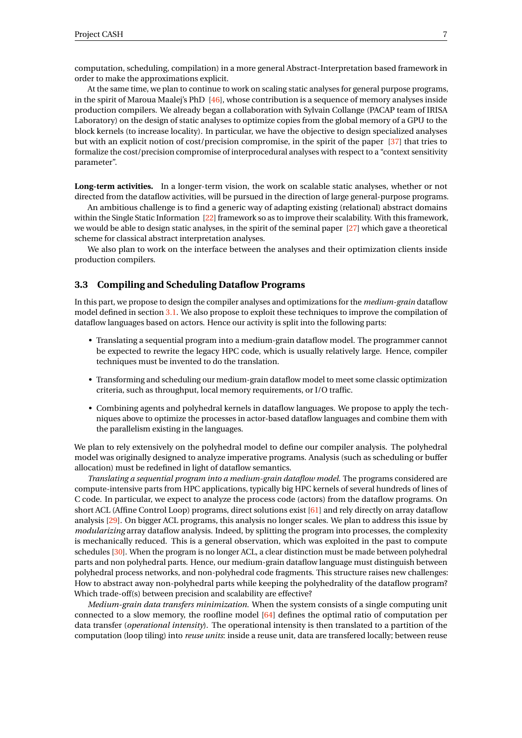computation, scheduling, compilation) in a more general Abstract-Interpretation based framework in order to make the approximations explicit.

At the same time, we plan to continue to work on scaling static analyses for general purpose programs, in the spirit of Maroua Maalej's PhD [46], whose contribution is a sequence of memory analyses inside production compilers. We already began a collaboration with Sylvain Collange (PACAP team of IRISA Laboratory) on the design of static analyses to optimize copies from the global memory of a GPU to the block kernels (to increase locality). In particular, we have the objective to design specialized analyses but with an explicit notion of cost/precision compromise, in the spirit of the paper [37] that tries to formalize the cost/precision compromise of interprocedural analyses with respect to a "context sensitivity parameter".

**Long-term activities.** In a longer-term vision, the work on scalable static analyses, whether or not directed from the dataflow activities, will be pursued in the direction of large general-purpose programs.

An ambitious challenge is to find a generic way of adapting existing (relational) abstract domains within the Single Static Information [22] framework so as to improve their scalability. With this framework, we would be able to design static analyses, in the spirit of the seminal paper [27] which gave a theoretical scheme for classical abstract interpretation analyses.

We also plan to work on the interface between the analyses and their optimization clients inside production compilers.

### 3.3 Compiling and Scheduling Dataflow Programs

In this part, we propose to design the compiler analyses and optimizations for the *medium-grain* dataflow model defined in section 3.1. We also propose to exploit these techniques to improve the compilation of dataflow languages based on actors. Hence our activity is split into the following parts:

- Translating a sequential program into a medium-grain dataflow model. The programmer cannot be expected to rewrite the legacy HPC code, which is usually relatively large. Hence, compiler techniques must be invented to do the translation.
- Transforming and scheduling our medium-grain dataflow model to meet some classic optimization criteria, such as throughput, local memory requirements, or I/O traffic.
- Combining agents and polyhedral kernels in dataflow languages. We propose to apply the techniques above to optimize the processes in actor-based dataflow languages and combine them with the parallelism existing in the languages.

We plan to rely extensively on the polyhedral model to define our compiler analysis. The polyhedral model was originally designed to analyze imperative programs. Analysis (such as scheduling or buffer allocation) must be redefined in light of dataflow semantics.

*Translating a sequential program into a medium-grain dataflow model.* The programs considered are compute-intensive parts from HPC applications, typically big HPC kernels of several hundreds of lines of C code. In particular, we expect to analyze the process code (actors) from the dataflow programs. On short ACL (Affine Control Loop) programs, direct solutions exist [61] and rely directly on array dataflow analysis [29]. On bigger ACL programs, this analysis no longer scales. We plan to address this issue by *modularizing* array dataflow analysis. Indeed, by splitting the program into processes, the complexity is mechanically reduced. This is a general observation, which was exploited in the past to compute schedules [30]. When the program is no longer ACL, a clear distinction must be made between polyhedral parts and non polyhedral parts. Hence, our medium-grain dataflow language must distinguish between polyhedral process networks, and non-polyhedral code fragments. This structure raises new challenges: How to abstract away non-polyhedral parts while keeping the polyhedrality of the dataflow program? Which trade-off(s) between precision and scalability are effective?

*Medium-grain data transfers minimization.* When the system consists of a single computing unit connected to a slow memory, the roofline model [64] defines the optimal ratio of computation per data transfer (*operational intensity*). The operational intensity is then translated to a partition of the computation (loop tiling) into *reuse units*: inside a reuse unit, data are transfered locally; between reuse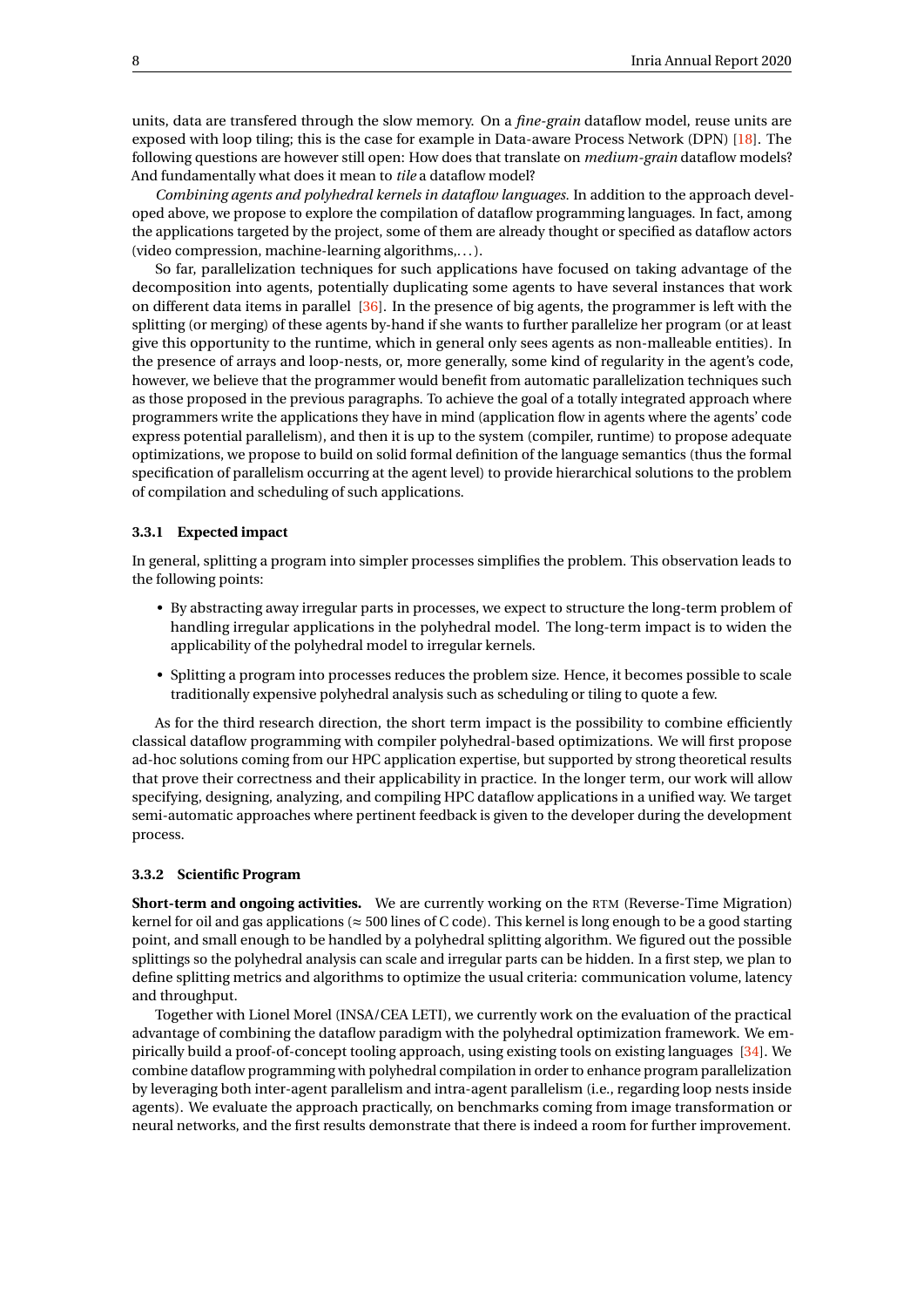units, data are transfered through the slow memory. On a *fine-grain* dataflow model, reuse units are exposed with loop tiling; this is the case for example in Data-aware Process Network (DPN) [18]. The following questions are however still open: How does that translate on *medium-grain* dataflow models? And fundamentally what does it mean to *tile* a dataflow model?

*Combining agents and polyhedral kernels in dataflow languages.* In addition to the approach developed above, we propose to explore the compilation of dataflow programming languages. In fact, among the applications targeted by the project, some of them are already thought or specified as dataflow actors (video compression, machine-learning algorithms,...).

So far, parallelization techniques for such applications have focused on taking advantage of the decomposition into agents, potentially duplicating some agents to have several instances that work on different data items in parallel [36]. In the presence of big agents, the programmer is left with the splitting (or merging) of these agents by-hand if she wants to further parallelize her program (or at least give this opportunity to the runtime, which in general only sees agents as non-malleable entities). In the presence of arrays and loop-nests, or, more generally, some kind of regularity in the agent's code, however, we believe that the programmer would benefit from automatic parallelization techniques such as those proposed in the previous paragraphs. To achieve the goal of a totally integrated approach where programmers write the applications they have in mind (application flow in agents where the agents' code express potential parallelism), and then it is up to the system (compiler, runtime) to propose adequate optimizations, we propose to build on solid formal definition of the language semantics (thus the formal specification of parallelism occurring at the agent level) to provide hierarchical solutions to the problem of compilation and scheduling of such applications.

### 3.3.1 Expected impact

In general, splitting a program into simpler processes simplifies the problem. This observation leads to the following points:

- By abstracting away irregular parts in processes, we expect to structure the long-term problem of handling irregular applications in the polyhedral model. The long-term impact is to widen the applicability of the polyhedral model to irregular kernels.
- Splitting a program into processes reduces the problem size. Hence, it becomes possible to scale traditionally expensive polyhedral analysis such as scheduling or tiling to quote a few.

As for the third research direction, the short term impact is the possibility to combine efficiently classical dataflow programming with compiler polyhedral-based optimizations. We will first propose ad-hoc solutions coming from our HPC application expertise, but supported by strong theoretical results that prove their correctness and their applicability in practice. In the longer term, our work will allow specifying, designing, analyzing, and compiling HPC dataflow applications in a unified way. We target semi-automatic approaches where pertinent feedback is given to the developer during the development process.

### 3.3.2 Scientific Program

**Short-term and ongoing activities.** We are currently working on the RTM (Reverse-Time Migration) kernel for oil and gas applications ($\approx$ 500 lines of C code). This kernel is long enough to be a good starting point, and small enough to be handled by a polyhedral splitting algorithm. We figured out the possible splittings so the polyhedral analysis can scale and irregular parts can be hidden. In a first step, we plan to define splitting metrics and algorithms to optimize the usual criteria: communication volume, latency and throughput.

Together with Lionel Morel (INSA/CEA LETI), we currently work on the evaluation of the practical advantage of combining the dataflow paradigm with the polyhedral optimization framework. We empirically build a proof-of-concept tooling approach, using existing tools on existing languages [34]. We combine dataflow programming with polyhedral compilation in order to enhance program parallelization by leveraging both inter-agent parallelism and intra-agent parallelism (i.e., regarding loop nests inside agents). We evaluate the approach practically, on benchmarks coming from image transformation or neural networks, and the first results demonstrate that there is indeed a room for further improvement.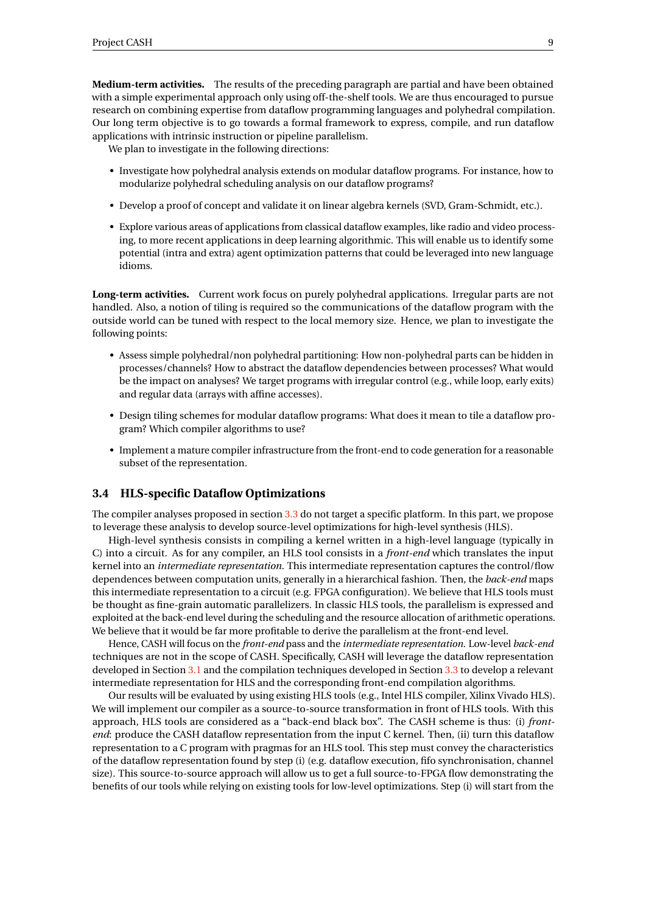**Medium-term activities.** The results of the preceding paragraph are partial and have been obtained with a simple experimental approach only using off-the-shelf tools. We are thus encouraged to pursue research on combining expertise from dataflow programming languages and polyhedral compilation. Our long term objective is to go towards a formal framework to express, compile, and run dataflow applications with intrinsic instruction or pipeline parallelism.

We plan to investigate in the following directions:

- Investigate how polyhedral analysis extends on modular dataflow programs. For instance, how to modularize polyhedral scheduling analysis on our dataflow programs?
- Develop a proof of concept and validate it on linear algebra kernels (SVD, Gram-Schmidt, etc.).
- Explore various areas of applications from classical dataflow examples, like radio and video processing, to more recent applications in deep learning algorithmic. This will enable us to identify some potential (intra and extra) agent optimization patterns that could be leveraged into new language idioms.

**Long-term activities.** Current work focus on purely polyhedral applications. Irregular parts are not handled. Also, a notion of tiling is required so the communications of the dataflow program with the outside world can be tuned with respect to the local memory size. Hence, we plan to investigate the following points:

- Assess simple polyhedral/non polyhedral partitioning: How non-polyhedral parts can be hidden in processes/channels? How to abstract the dataflow dependencies between processes? What would be the impact on analyses? We target programs with irregular control (e.g., while loop, early exits) and regular data (arrays with affine accesses).
- Design tiling schemes for modular dataflow programs: What does it mean to tile a dataflow program? Which compiler algorithms to use?
- Implement a mature compiler infrastructure from the front-end to code generation for a reasonable subset of the representation.

### 3.4 HLS-specific Dataflow Optimizations

The compiler analyses proposed in section 3.3 do not target a specific platform. In this part, we propose to leverage these analysis to develop source-level optimizations for high-level synthesis (HLS).

High-level synthesis consists in compiling a kernel written in a high-level language (typically in C) into a circuit. As for any compiler, an HLS tool consists in a *front-end* which translates the input kernel into an *intermediate representation*. This intermediate representation captures the control/flow dependences between computation units, generally in a hierarchical fashion. Then, the *back-end* maps this intermediate representation to a circuit (e.g. FPGA configuration). We believe that HLS tools must be thought as fine-grain automatic parallelizers. In classic HLS tools, the parallelism is expressed and exploited at the back-end level during the scheduling and the resource allocation of arithmetic operations. We believe that it would be far more profitable to derive the parallelism at the front-end level.

Hence, CASH will focus on the *front-end* pass and the *intermediate representation*. Low-level *back-end* techniques are not in the scope of CASH. Specifically, CASH will leverage the dataflow representation developed in Section 3.1 and the compilation techniques developed in Section 3.3 to develop a relevant intermediate representation for HLS and the corresponding front-end compilation algorithms.

Our results will be evaluated by using existing HLS tools (e.g., Intel HLS compiler, Xilinx Vivado HLS). We will implement our compiler as a source-to-source transformation in front of HLS tools. With this approach, HLS tools are considered as a "back-end black box". The CASH scheme is thus: (i) *front-end*: produce the CASH dataflow representation from the input C kernel. Then, (ii) turn this dataflow representation to a C program with pragmas for an HLS tool. This step must convey the characteristics of the dataflow representation found by step (i) (e.g. dataflow execution, fifo synchronisation, channel size). This source-to-source approach will allow us to get a full source-to-FPGA flow demonstrating the benefits of our tools while relying on existing tools for low-level optimizations. Step (i) will start from the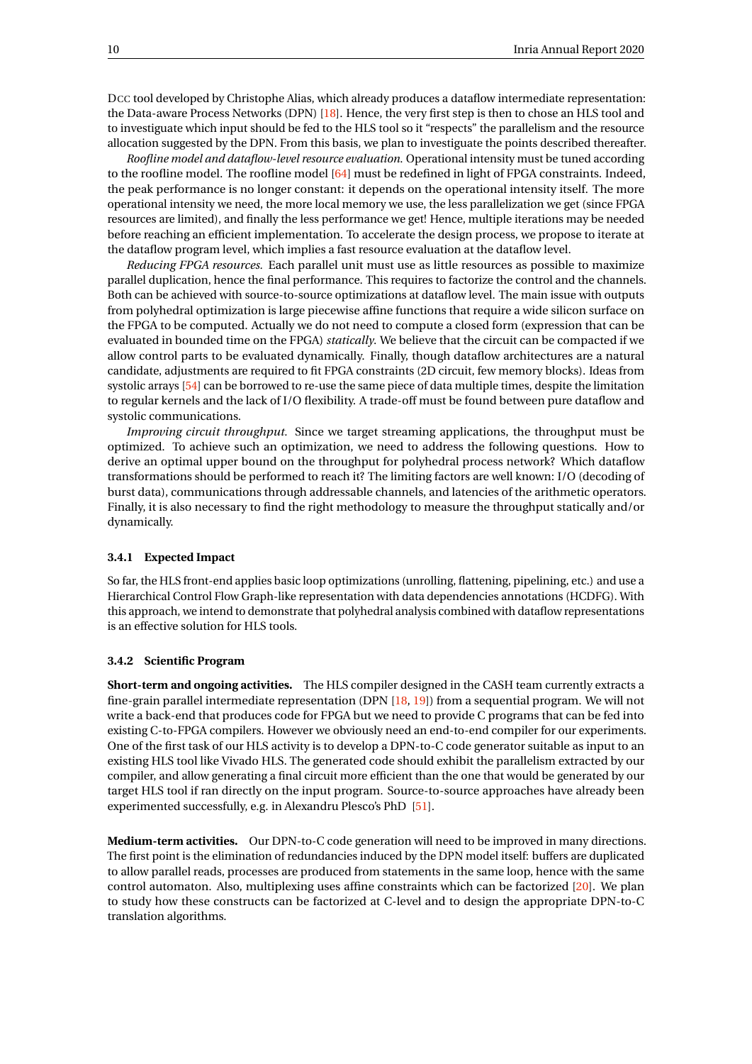DCC tool developed by Christophe Alias, which already produces a dataflow intermediate representation: the Data-aware Process Networks (DPN) [18]. Hence, the very first step is then to chose an HLS tool and to investigate which input should be fed to the HLS tool so it "respects" the parallelism and the resource allocation suggested by the DPN. From this basis, we plan to investigate the points described thereafter.

*Roofline model and dataflow-level resource evaluation.* Operational intensity must be tuned according to the roofline model. The roofline model [64] must be redefined in light of FPGA constraints. Indeed, the peak performance is no longer constant: it depends on the operational intensity itself. The more operational intensity we need, the more local memory we use, the less parallelization we get (since FPGA resources are limited), and finally the less performance we get! Hence, multiple iterations may be needed before reaching an efficient implementation. To accelerate the design process, we propose to iterate at the dataflow program level, which implies a fast resource evaluation at the dataflow level.

*Reducing FPGA resources.* Each parallel unit must use as little resources as possible to maximize parallel duplication, hence the final performance. This requires to factorize the control and the channels. Both can be achieved with source-to-source optimizations at dataflow level. The main issue with outputs from polyhedral optimization is large piecewise affine functions that require a wide silicon surface on the FPGA to be computed. Actually we do not need to compute a closed form (expression that can be evaluated in bounded time on the FPGA) *statically*. We believe that the circuit can be compacted if we allow control parts to be evaluated dynamically. Finally, though dataflow architectures are a natural candidate, adjustments are required to fit FPGA constraints (2D circuit, few memory blocks). Ideas from systolic arrays [54] can be borrowed to re-use the same piece of data multiple times, despite the limitation to regular kernels and the lack of I/O flexibility. A trade-off must be found between pure dataflow and systolic communications.

*Improving circuit throughput.* Since we target streaming applications, the throughput must be optimized. To achieve such an optimization, we need to address the following questions. How to derive an optimal upper bound on the throughput for polyhedral process network? Which dataflow transformations should be performed to reach it? The limiting factors are well known: I/O (decoding of burst data), communications through addressable channels, and latencies of the arithmetic operators. Finally, it is also necessary to find the right methodology to measure the throughput statically and/or dynamically.

### 3.4.1 Expected Impact

So far, the HLS front-end applies basic loop optimizations (unrolling, flattening, pipelining, etc.) and use a Hierarchical Control Flow Graph-like representation with data dependencies annotations (HCDFG). With this approach, we intend to demonstrate that polyhedral analysis combined with dataflow representations is an effective solution for HLS tools.

### 3.4.2 Scientific Program

**Short-term and ongoing activities.** The HLS compiler designed in the CASH team currently extracts a fine-grain parallel intermediate representation (DPN [18, 19]) from a sequential program. We will not write a back-end that produces code for FPGA but we need to provide C programs that can be fed into existing C-to-FPGA compilers. However we obviously need an end-to-end compiler for our experiments. One of the first task of our HLS activity is to develop a DPN-to-C code generator suitable as input to an existing HLS tool like Vivado HLS. The generated code should exhibit the parallelism extracted by our compiler, and allow generating a final circuit more efficient than the one that would be generated by our target HLS tool if ran directly on the input program. Source-to-source approaches have already been experimented successfully, e.g. in Alexandru Plesco's PhD [51].

**Medium-term activities.** Our DPN-to-C code generation will need to be improved in many directions. The first point is the elimination of redundancies induced by the DPN model itself: buffers are duplicated to allow parallel reads, processes are produced from statements in the same loop, hence with the same control automaton. Also, multiplexing uses affine constraints which can be factorized [20]. We plan to study how these constructs can be factorized at C-level and to design the appropriate DPN-to-C translation algorithms.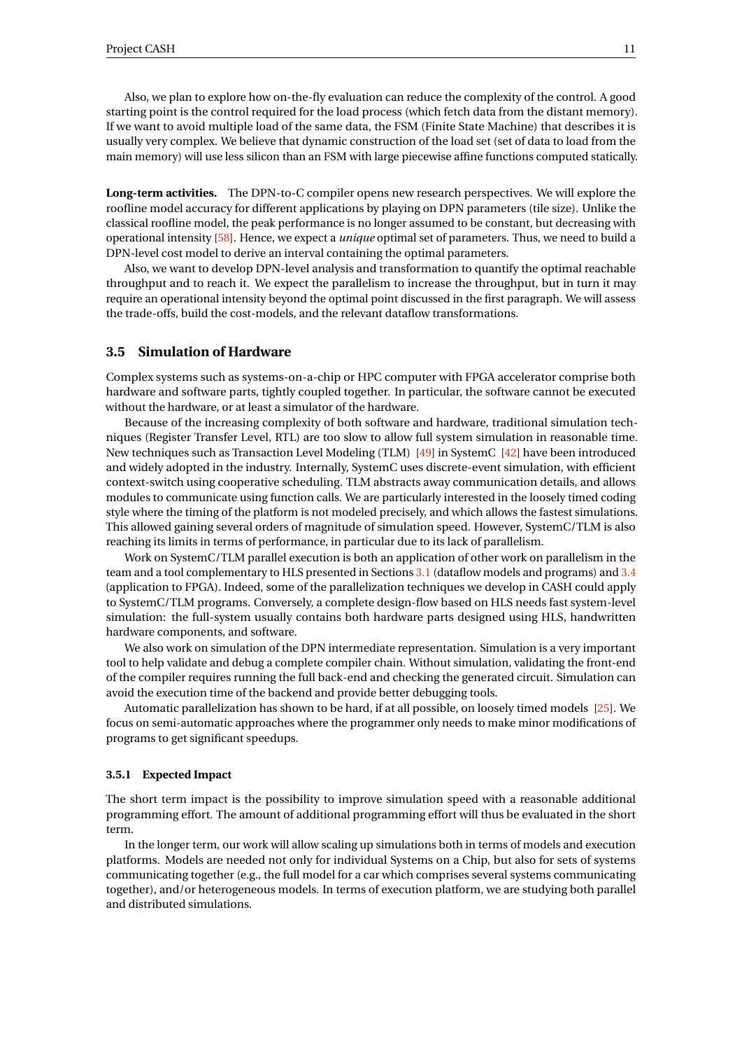Also, we plan to explore how on-the-fly evaluation can reduce the complexity of the control. A good starting point is the control required for the load process (which fetch data from the distant memory). If we want to avoid multiple load of the same data, the FSM (Finite State Machine) that describes it is usually very complex. We believe that dynamic construction of the load set (set of data to load from the main memory) will use less silicon than an FSM with large piecewise affine functions computed statically.

**Long-term activities.** The DPN-to-C compiler opens new research perspectives. We will explore the roofline model accuracy for different applications by playing on DPN parameters (tile size). Unlike the classical roofline model, the peak performance is no longer assumed to be constant, but decreasing with operational intensity [58]. Hence, we expect a *unique* optimal set of parameters. Thus, we need to build a DPN-level cost model to derive an interval containing the optimal parameters.

Also, we want to develop DPN-level analysis and transformation to quantify the optimal reachable throughput and to reach it. We expect the parallelism to increase the throughput, but in turn it may require an operational intensity beyond the optimal point discussed in the first paragraph. We will assess the trade-offs, build the cost-models, and the relevant dataflow transformations.

## 3.5 Simulation of Hardware

Complex systems such as systems-on-a-chip or HPC computer with FPGA accelerator comprise both hardware and software parts, tightly coupled together. In particular, the software cannot be executed without the hardware, or at least a simulator of the hardware.

Because of the increasing complexity of both software and hardware, traditional simulation techniques (Register Transfer Level, RTL) are too slow to allow full system simulation in reasonable time. New techniques such as Transaction Level Modeling (TLM) [49] in SystemC [42] have been introduced and widely adopted in the industry. Internally, SystemC uses discrete-event simulation, with efficient context-switch using cooperative scheduling. TLM abstracts away communication details, and allows modules to communicate using function calls. We are particularly interested in the loosely timed coding style where the timing of the platform is not modeled precisely, and which allows the fastest simulations. This allowed gaining several orders of magnitude of simulation speed. However, SystemC/TLM is also reaching its limits in terms of performance, in particular due to its lack of parallelism.

Work on SystemC/TLM parallel execution is both an application of other work on parallelism in the team and a tool complementary to HLS presented in Sections 3.1 (dataflow models and programs) and 3.4 (application to FPGA). Indeed, some of the parallelization techniques we develop in CASH could apply to SystemC/TLM programs. Conversely, a complete design-flow based on HLS needs fast system-level simulation: the full-system usually contains both hardware parts designed using HLS, handwritten hardware components, and software.

We also work on simulation of the DPN intermediate representation. Simulation is a very important tool to help validate and debug a complete compiler chain. Without simulation, validating the front-end of the compiler requires running the full back-end and checking the generated circuit. Simulation can avoid the execution time of the backend and provide better debugging tools.

Automatic parallelization has shown to be hard, if at all possible, on loosely timed models [25]. We focus on semi-automatic approaches where the programmer only needs to make minor modifications of programs to get significant speedups.

### 3.5.1 Expected Impact

The short term impact is the possibility to improve simulation speed with a reasonable additional programming effort. The amount of additional programming effort will thus be evaluated in the short term.

In the longer term, our work will allow scaling up simulations both in terms of models and execution platforms. Models are needed not only for individual Systems on a Chip, but also for sets of systems communicating together (e.g., the full model for a car which comprises several systems communicating together), and/or heterogeneous models. In terms of execution platform, we are studying both parallel and distributed simulations.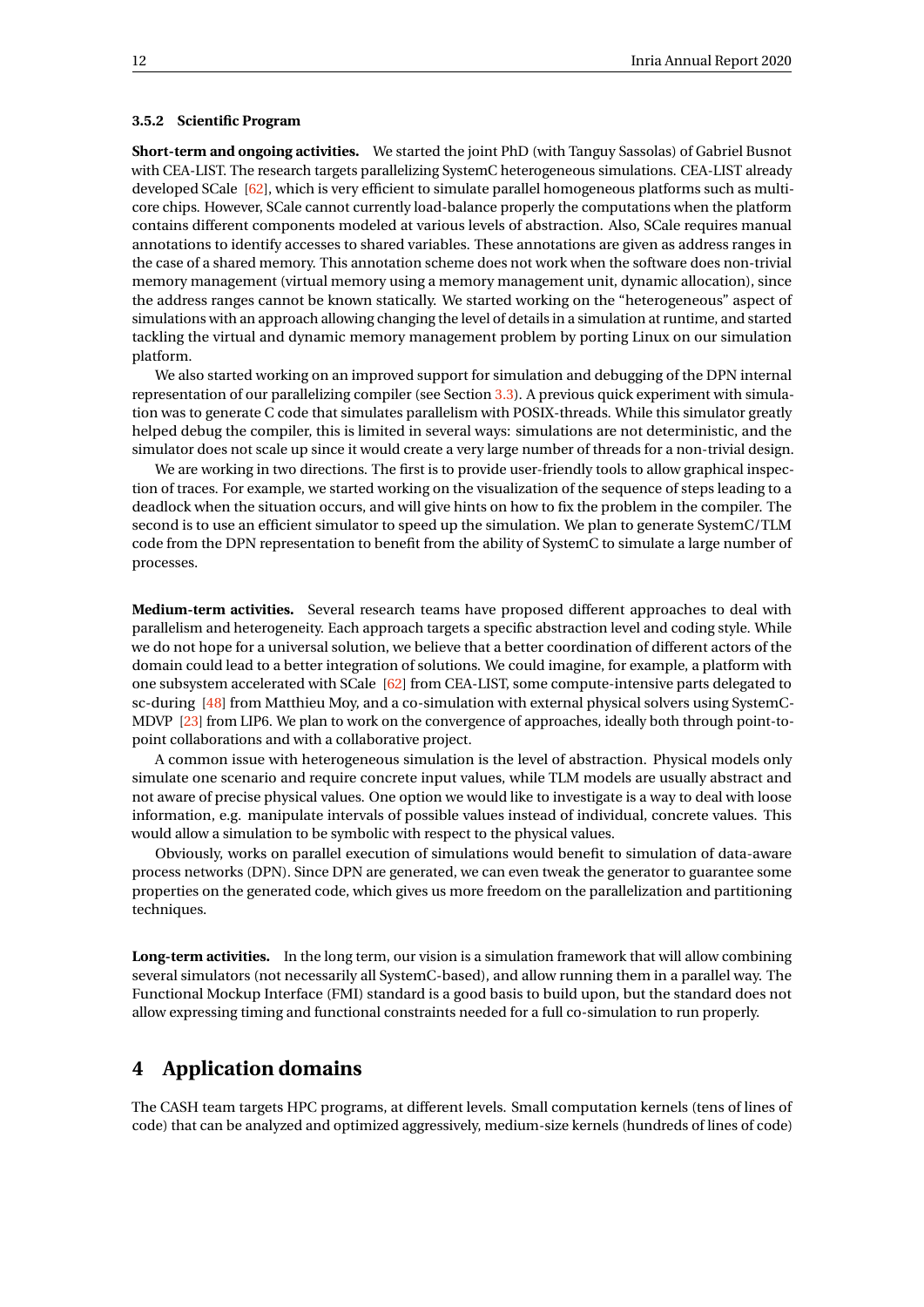#### 3.5.2 Scientific Program

**Short-term and ongoing activities.** We started the joint PhD (with Tanguy Sassolas) of Gabriel Busnot with CEA-LIST. The research targets parallelizing SystemC heterogeneous simulations. CEA-LIST already developed SCale [62], which is very efficient to simulate parallel homogeneous platforms such as multi-core chips. However, SCale cannot currently load-balance properly the computations when the platform contains different components modeled at various levels of abstraction. Also, SCale requires manual annotations to identify accesses to shared variables. These annotations are given as address ranges in the case of a shared memory. This annotation scheme does not work when the software does non-trivial memory management (virtual memory using a memory management unit, dynamic allocation), since the address ranges cannot be known statically. We started working on the "heterogeneous" aspect of simulations with an approach allowing changing the level of details in a simulation at runtime, and started tackling the virtual and dynamic memory management problem by porting Linux on our simulation platform.

We also started working on an improved support for simulation and debugging of the DPN internal representation of our parallelizing compiler (see Section 3.3). A previous quick experiment with simulation was to generate C code that simulates parallelism with POSIX-threads. While this simulator greatly helped debug the compiler, this is limited in several ways: simulations are not deterministic, and the simulator does not scale up since it would create a very large number of threads for a non-trivial design.

We are working in two directions. The first is to provide user-friendly tools to allow graphical inspection of traces. For example, we started working on the visualization of the sequence of steps leading to a deadlock when the situation occurs, and will give hints on how to fix the problem in the compiler. The second is to use an efficient simulator to speed up the simulation. We plan to generate SystemC/TLM code from the DPN representation to benefit from the ability of SystemC to simulate a large number of processes.

**Medium-term activities.** Several research teams have proposed different approaches to deal with parallelism and heterogeneity. Each approach targets a specific abstraction level and coding style. While we do not hope for a universal solution, we believe that a better coordination of different actors of the domain could lead to a better integration of solutions. We could imagine, for example, a platform with one subsystem accelerated with SCale [62] from CEA-LIST, some compute-intensive parts delegated to sc-during [48] from Matthieu Moy, and a co-simulation with external physical solvers using SystemC-MDVP [23] from LIP6. We plan to work on the convergence of approaches, ideally both through point-to-point collaborations and with a collaborative project.

A common issue with heterogeneous simulation is the level of abstraction. Physical models only simulate one scenario and require concrete input values, while TLM models are usually abstract and not aware of precise physical values. One option we would like to investigate is a way to deal with loose information, e.g. manipulate intervals of possible values instead of individual, concrete values. This would allow a simulation to be symbolic with respect to the physical values.

Obviously, works on parallel execution of simulations would benefit to simulation of data-aware process networks (DPN). Since DPN are generated, we can even tweak the generator to guarantee some properties on the generated code, which gives us more freedom on the parallelization and partitioning techniques.

**Long-term activities.** In the long term, our vision is a simulation framework that will allow combining several simulators (not necessarily all SystemC-based), and allow running them in a parallel way. The Functional Mockup Interface (FMI) standard is a good basis to build upon, but the standard does not allow expressing timing and functional constraints needed for a full co-simulation to run properly.

## 4 Application domains

The CASH team targets HPC programs, at different levels. Small computation kernels (tens of lines of code) that can be analyzed and optimized aggressively, medium-size kernels (hundreds of lines of code)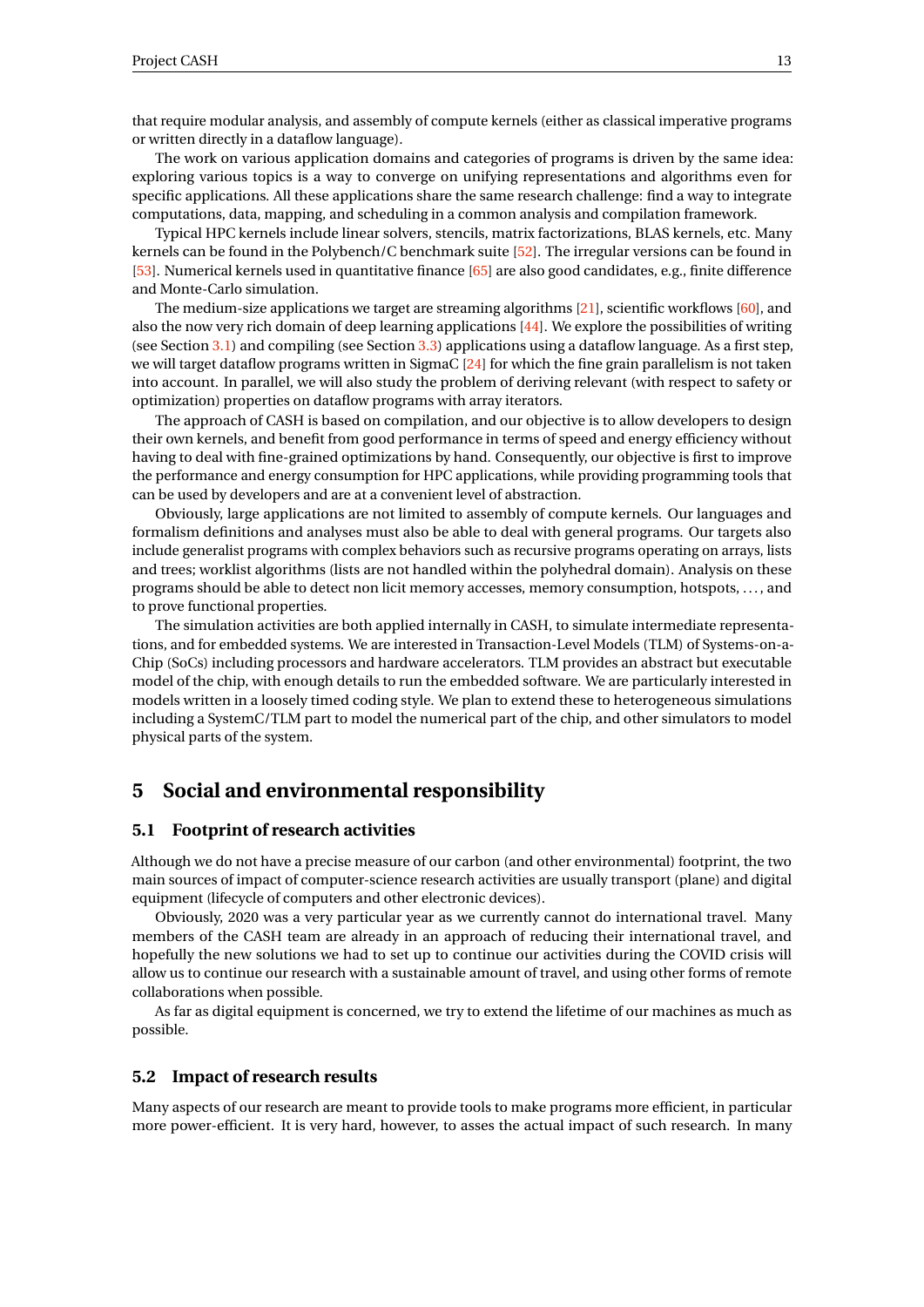that require modular analysis, and assembly of compute kernels (either as classical imperative programs or written directly in a dataflow language).

The work on various application domains and categories of programs is driven by the same idea: exploring various topics is a way to converge on unifying representations and algorithms even for specific applications. All these applications share the same research challenge: find a way to integrate computations, data, mapping, and scheduling in a common analysis and compilation framework.

Typical HPC kernels include linear solvers, stencils, matrix factorizations, BLAS kernels, etc. Many kernels can be found in the Polybench/C benchmark suite [52]. The irregular versions can be found in [53]. Numerical kernels used in quantitative finance [65] are also good candidates, e.g., finite difference and Monte-Carlo simulation.

The medium-size applications we target are streaming algorithms [21], scientific workflows [60], and also the now very rich domain of deep learning applications [44]. We explore the possibilities of writing (see Section 3.1) and compiling (see Section 3.3) applications using a dataflow language. As a first step, we will target dataflow programs written in SigmaC [24] for which the fine grain parallelism is not taken into account. In parallel, we will also study the problem of deriving relevant (with respect to safety or optimization) properties on dataflow programs with array iterators.

The approach of CASH is based on compilation, and our objective is to allow developers to design their own kernels, and benefit from good performance in terms of speed and energy efficiency without having to deal with fine-grained optimizations by hand. Consequently, our objective is first to improve the performance and energy consumption for HPC applications, while providing programming tools that can be used by developers and are at a convenient level of abstraction.

Obviously, large applications are not limited to assembly of compute kernels. Our languages and formalism definitions and analyses must also be able to deal with general programs. Our targets also include generalist programs with complex behaviors such as recursive programs operating on arrays, lists and trees; worklist algorithms (lists are not handled within the polyhedral domain). Analysis on these programs should be able to detect non licit memory accesses, memory consumption, hotspots, ..., and to prove functional properties.

The simulation activities are both applied internally in CASH, to simulate intermediate representations, and for embedded systems. We are interested in Transaction-Level Models (TLM) of Systems-on-a-Chip (SoCs) including processors and hardware accelerators. TLM provides an abstract but executable model of the chip, with enough details to run the embedded software. We are particularly interested in models written in a loosely timed coding style. We plan to extend these to heterogeneous simulations including a SystemC/TLM part to model the numerical part of the chip, and other simulators to model physical parts of the system.

# 5 Social and environmental responsibility

## 5.1 Footprint of research activities

Although we do not have a precise measure of our carbon (and other environmental) footprint, the two main sources of impact of computer-science research activities are usually transport (plane) and digital equipment (lifecycle of computers and other electronic devices).

Obviously, 2020 was a very particular year as we currently cannot do international travel. Many members of the CASH team are already in an approach of reducing their international travel, and hopefully the new solutions we had to set up to continue our activities during the COVID crisis will allow us to continue our research with a sustainable amount of travel, and using other forms of remote collaborations when possible.

As far as digital equipment is concerned, we try to extend the lifetime of our machines as much as possible.

## 5.2 Impact of research results

Many aspects of our research are meant to provide tools to make programs more efficient, in particular more power-efficient. It is very hard, however, to asses the actual impact of such research. In many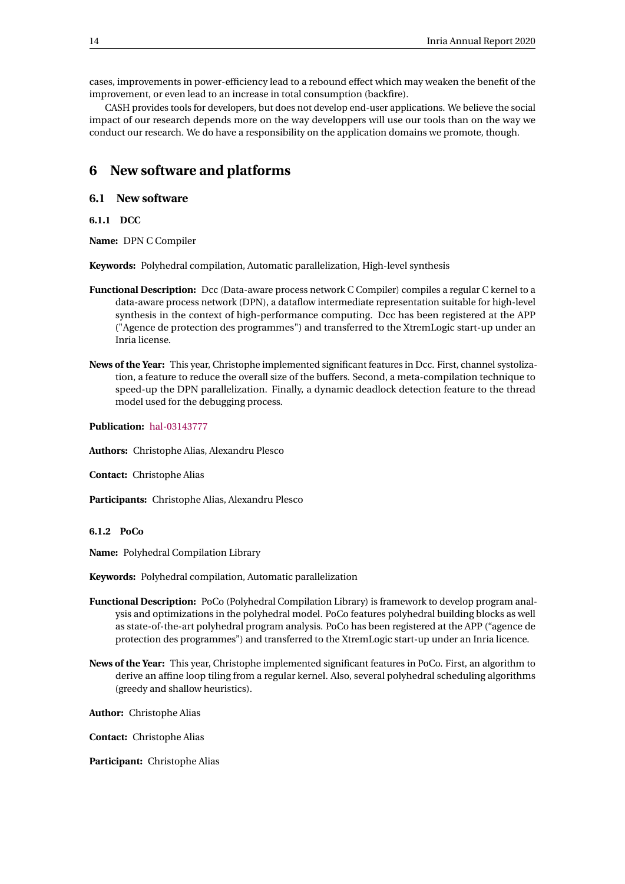cases, improvements in power-efficiency lead to a rebound effect which may weaken the benefit of the improvement, or even lead to an increase in total consumption (backfire).

CASH provides tools for developers, but does not develop end-user applications. We believe the social impact of our research depends more on the way developpers will use our tools than on the way we conduct our research. We do have a responsibility on the application domains we promote, though.

# 6 New software and platforms

## 6.1 New software

### 6.1.1 DCC

**Name:** DPN C Compiler

**Keywords:** Polyhedral compilation, Automatic parallelization, High-level synthesis

**Functional Description:** Dcc (Data-aware process network C Compiler) compiles a regular C kernel to a data-aware process network (DPN), a dataflow intermediate representation suitable for high-level synthesis in the context of high-performance computing. Dcc has been registered at the APP ("Agence de protection des programmes") and transferred to the XtremLogic start-up under an Inria license.

**News of the Year:** This year, Christophe implemented significant features in Dcc. First, channel systolization, a feature to reduce the overall size of the buffers. Second, a meta-compilation technique to speed-up the DPN parallelization. Finally, a dynamic deadlock detection feature to the thread model used for the debugging process.

**Publication:** hal-03143777

**Authors:** Christophe Alias, Alexandru Plesco

**Contact:** Christophe Alias

**Participants:** Christophe Alias, Alexandru Plesco

### 6.1.2 PoCo

**Name:** Polyhedral Compilation Library

**Keywords:** Polyhedral compilation, Automatic parallelization

**Functional Description:** PoCo (Polyhedral Compilation Library) is framework to develop program analysis and optimizations in the polyhedral model. PoCo features polyhedral building blocks as well as state-of-the-art polyhedral program analysis. PoCo has been registered at the APP ("agence de protection des programmes") and transferred to the XtremLogic start-up under an Inria licence.

**News of the Year:** This year, Christophe implemented significant features in PoCo. First, an algorithm to derive an affine loop tiling from a regular kernel. Also, several polyhedral scheduling algorithms (greedy and shallow heuristics).

**Author:** Christophe Alias

**Contact:** Christophe Alias

**Participant:** Christophe Alias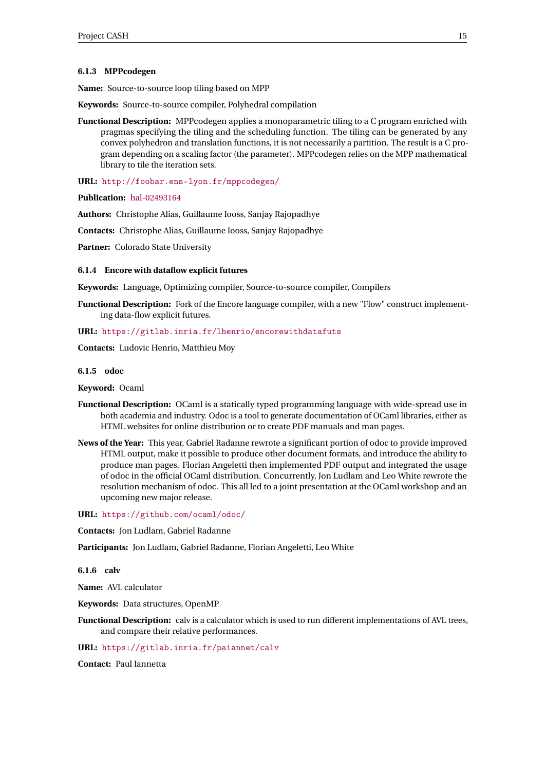#### 6.1.3 MPPcodegen

**Name:** Source-to-source loop tiling based on MPP

**Keywords:** Source-to-source compiler, Polyhedral compilation

**Functional Description:** MPPcodegen applies a monoparametric tiling to a C program enriched with pragmas specifying the tiling and the scheduling function. The tiling can be generated by any convex polyhedron and translation functions, it is not necessarily a partition. The result is a C program depending on a scaling factor (the parameter). MPPcodegen relies on the MPP mathematical library to tile the iteration sets.

**URL:** http://foobar.ens-lyon.fr/mppcodegen/

**Publication:** hal-02493164

**Authors:** Christophe Alias, Guillaume Iooss, Sanjay Rajopadhye

**Contacts:** Christophe Alias, Guillaume Iooss, Sanjay Rajopadhye

**Partner:** Colorado State University

#### 6.1.4 Encore with dataflow explicit futures

**Keywords:** Language, Optimizing compiler, Source-to-source compiler, Compilers

**Functional Description:** Fork of the Encore language compiler, with a new "Flow" construct implementing data-flow explicit futures.

**URL:** https://gitlab.inria.fr/lhenrio/encorewithdatafuts

**Contacts:** Ludovic Henrio, Matthieu Moy

#### 6.1.5 odoc

**Keyword:** Ocaml

**Functional Description:** OCaml is a statically typed programming language with wide-spread use in both academia and industry. Odoc is a tool to generate documentation of OCaml libraries, either as HTML websites for online distribution or to create PDF manuals and man pages.

**News of the Year:** This year, Gabriel Radanne rewrote a significant portion of odoc to provide improved HTML output, make it possible to produce other document formats, and introduce the ability to produce man pages. Florian Angeletti then implemented PDF output and integrated the usage of odoc in the official OCaml distribution. Concurrently, Jon Ludlam and Leo White rewrote the resolution mechanism of odoc. This all led to a joint presentation at the OCaml workshop and an upcoming new major release.

**URL:** https://github.com/ocaml/odoc/

**Contacts:** Jon Ludlam, Gabriel Radanne

**Participants:** Jon Ludlam, Gabriel Radanne, Florian Angeletti, Leo White

#### 6.1.6 calv

**Name:** AVL calculator

**Keywords:** Data structures, OpenMP

**Functional Description:** calv is a calculator which is used to run different implementations of AVL trees, and compare their relative performances.

**URL:** https://gitlab.inria.fr/paiannet/calv

**Contact:** Paul Iannetta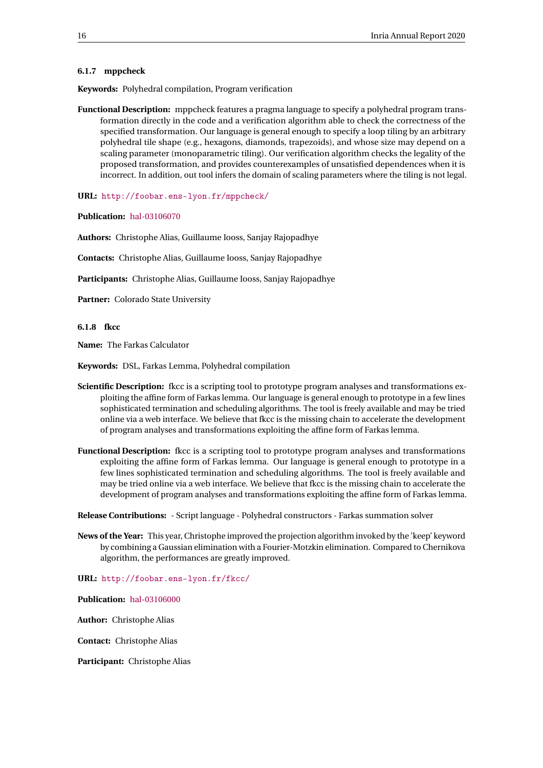#### 6.1.7 mppcheck

**Keywords:** Polyhedral compilation, Program verification

**Functional Description:** mppcheck features a pragma language to specify a polyhedral program transformation directly in the code and a verification algorithm able to check the correctness of the specified transformation. Our language is general enough to specify a loop tiling by an arbitrary polyhedral tile shape (e.g., hexagons, diamonds, trapezoids), and whose size may depend on a scaling parameter (monoparametric tiling). Our verification algorithm checks the legality of the proposed transformation, and provides counterexamples of unsatisfied dependences when it is incorrect. In addition, out tool infers the domain of scaling parameters where the tiling is not legal.

**URL:** http://foobar.ens-lyon.fr/mppcheck/

**Publication:** hal-03106070

**Authors:** Christophe Alias, Guillaume Iooss, Sanjay Rajopadhye

**Contacts:** Christophe Alias, Guillaume Iooss, Sanjay Rajopadhye

**Participants:** Christophe Alias, Guillaume Iooss, Sanjay Rajopadhye

**Partner:** Colorado State University

#### 6.1.8 fkcc

**Name:** The Farkas Calculator

**Keywords:** DSL, Farkas Lemma, Polyhedral compilation

**Scientific Description:** fkcc is a scripting tool to prototype program analyses and transformations exploiting the affine form of Farkas lemma. Our language is general enough to prototype in a few lines sophisticated termination and scheduling algorithms. The tool is freely available and may be tried online via a web interface. We believe that fkcc is the missing chain to accelerate the development of program analyses and transformations exploiting the affine form of Farkas lemma.

**Functional Description:** fkcc is a scripting tool to prototype program analyses and transformations exploiting the affine form of Farkas lemma. Our language is general enough to prototype in a few lines sophisticated termination and scheduling algorithms. The tool is freely available and may be tried online via a web interface. We believe that fkcc is the missing chain to accelerate the development of program analyses and transformations exploiting the affine form of Farkas lemma.

**Release Contributions:** - Script language - Polyhedral constructors - Farkas summation solver

**News of the Year:** This year, Christophe improved the projection algorithm invoked by the 'keep' keyword by combining a Gaussian elimination with a Fourier-Motzkin elimination. Compared to Chernikova algorithm, the performances are greatly improved.

**URL:** http://foobar.ens-lyon.fr/fkcc/

**Publication:** hal-03106000

**Author:** Christophe Alias

**Contact:** Christophe Alias

**Participant:** Christophe Alias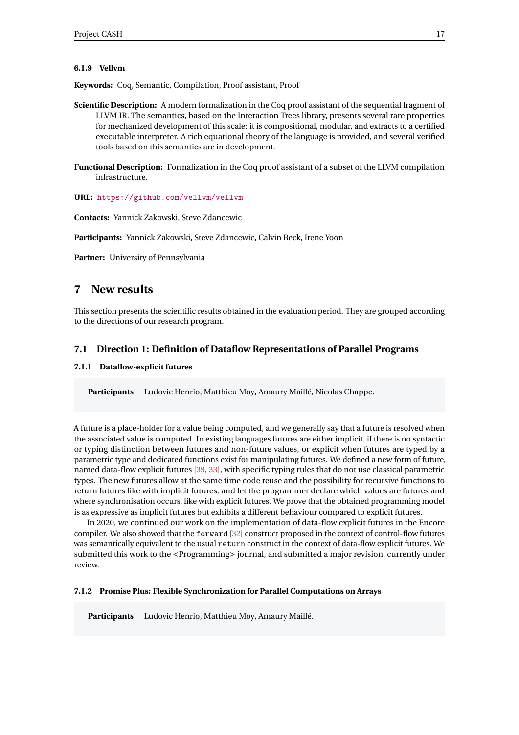#### 6.1.9 Vellvm

**Keywords:** Coq, Semantic, Compilation, Proof assistant, Proof

**Scientific Description:** A modern formalization in the Coq proof assistant of the sequential fragment of LLVM IR. The semantics, based on the Interaction Trees library, presents several rare properties for mechanized development of this scale: it is compositional, modular, and extracts to a certified executable interpreter. A rich equational theory of the language is provided, and several verified tools based on this semantics are in development.

**Functional Description:** Formalization in the Coq proof assistant of a subset of the LLVM compilation infrastructure.

**URL:** https://github.com/vellvm/vellvm

**Contacts:** Yannick Zakowski, Steve Zdancewic

**Participants:** Yannick Zakowski, Steve Zdancewic, Calvin Beck, Irene Yoon

**Partner:** University of Pennsylvania

# 7 New results

This section presents the scientific results obtained in the evaluation period. They are grouped according to the directions of our research program.

## 7.1 Direction 1: Definition of Dataflow Representations of Parallel Programs

### 7.1.1 Dataflow-explicit futures

**Participants** Ludovic Henrio, Matthieu Moy, Amaury Maillé, Nicolas Chappe.

A future is a place-holder for a value being computed, and we generally say that a future is resolved when the associated value is computed. In existing languages futures are either implicit, if there is no syntactic or typing distinction between futures and non-future values, or explicit when futures are typed by a parametric type and dedicated functions exist for manipulating futures. We defined a new form of future, named data-flow explicit futures [39, 33], with specific typing rules that do not use classical parametric types. The new futures allow at the same time code reuse and the possibility for recursive functions to return futures like with implicit futures, and let the programmer declare which values are futures and where synchronisation occurs, like with explicit futures. We prove that the obtained programming model is as expressive as implicit futures but exhibits a different behaviour compared to explicit futures.

In 2020, we continued our work on the implementation of data-flow explicit futures in the Encore compiler. We also showed that the `forward` [32] construct proposed in the context of control-flow futures was semantically equivalent to the usual `return` construct in the context of data-flow explicit futures. We submitted this work to the <Programming> journal, and submitted a major revision, currently under review.

### 7.1.2 Promise Plus: Flexible Synchronization for Parallel Computations on Arrays

**Participants** Ludovic Henrio, Matthieu Moy, Amaury Maillé.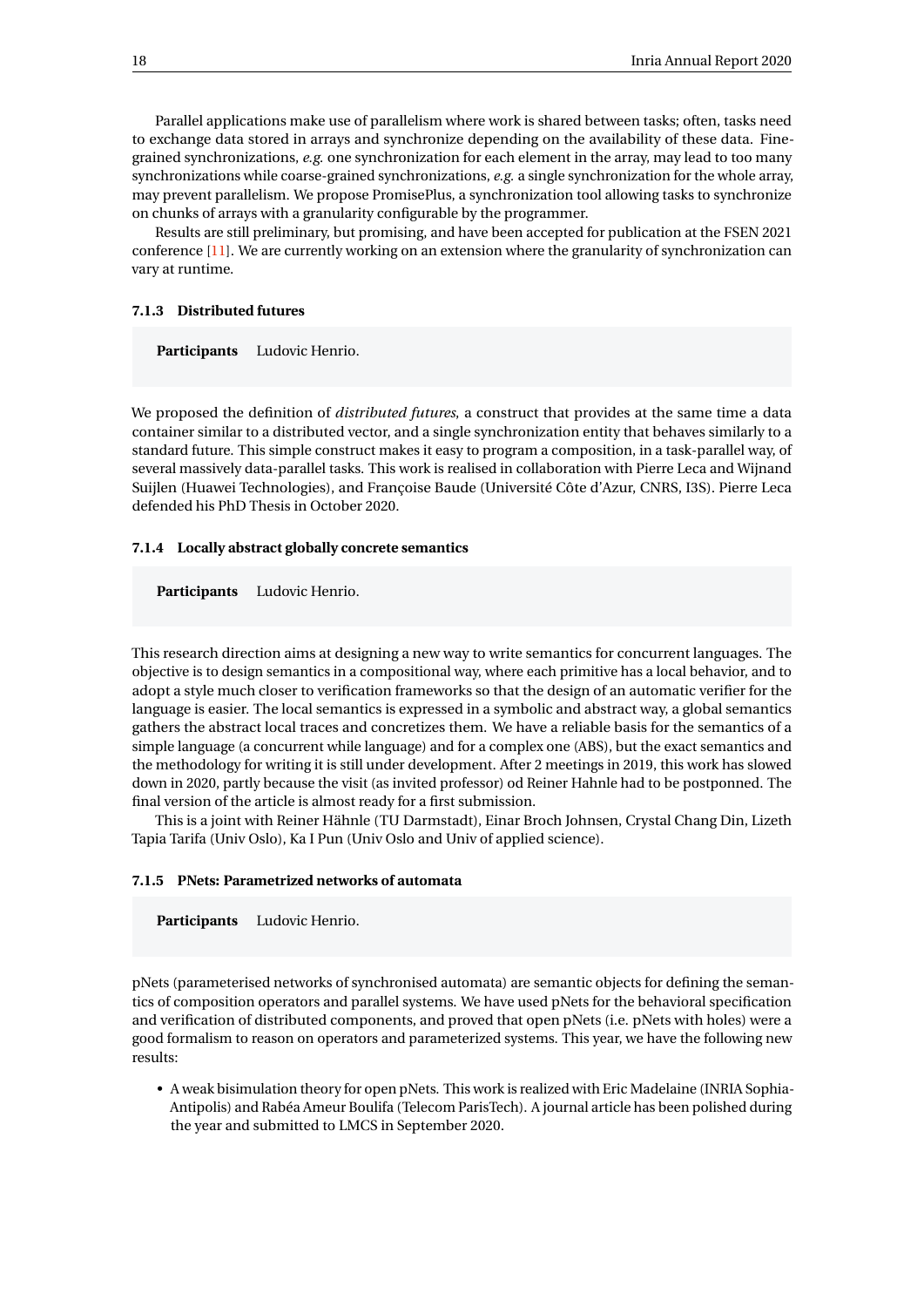Parallel applications make use of parallelism where work is shared between tasks; often, tasks need to exchange data stored in arrays and synchronize depending on the availability of these data. Fine-grained synchronizations, *e.g.* one synchronization for each element in the array, may lead to too many synchronizations while coarse-grained synchronizations, *e.g.* a single synchronization for the whole array, may prevent parallelism. We propose PromisePlus, a synchronization tool allowing tasks to synchronize on chunks of arrays with a granularity configurable by the programmer.

Results are still preliminary, but promising, and have been accepted for publication at the FSEN 2021 conference [11]. We are currently working on an extension where the granularity of synchronization can vary at runtime.

#### 7.1.3 Distributed futures

**Participants** Ludovic Henrio.

We proposed the definition of *distributed futures*, a construct that provides at the same time a data container similar to a distributed vector, and a single synchronization entity that behaves similarly to a standard future. This simple construct makes it easy to program a composition, in a task-parallel way, of several massively data-parallel tasks. This work is realised in collaboration with Pierre Leca and Wijnand Suijlen (Huawei Technologies), and Françoise Baude (Université Côte d'Azur, CNRS, I3S). Pierre Leca defended his PhD Thesis in October 2020.

#### 7.1.4 Locally abstract globally concrete semantics

**Participants** Ludovic Henrio.

This research direction aims at designing a new way to write semantics for concurrent languages. The objective is to design semantics in a compositional way, where each primitive has a local behavior, and to adopt a style much closer to verification frameworks so that the design of an automatic verifier for the language is easier. The local semantics is expressed in a symbolic and abstract way, a global semantics gathers the abstract local traces and concretizes them. We have a reliable basis for the semantics of a simple language (a concurrent while language) and for a complex one (ABS), but the exact semantics and the methodology for writing it is still under development. After 2 meetings in 2019, this work has slowed down in 2020, partly because the visit (as invited professor) od Reiner Hahnle had to be postponned. The final version of the article is almost ready for a first submission.

This is a joint with Reiner Hähnle (TU Darmstadt), Einar Broch Johnsen, Crystal Chang Din, Lizeth Tapia Tarifa (Univ Oslo), Ka I Pun (Univ Oslo and Univ of applied science).

#### 7.1.5 PNets: Parametrized networks of automata

**Participants** Ludovic Henrio.

pNets (parameterised networks of synchronised automata) are semantic objects for defining the semantics of composition operators and parallel systems. We have used pNets for the behavioral specification and verification of distributed components, and proved that open pNets (i.e. pNets with holes) were a good formalism to reason on operators and parameterized systems. This year, we have the following new results:

- A weak bisimulation theory for open pNets. This work is realized with Eric Madelaine (INRIA Sophia-Antipolis) and Rabéa Ameur Boulifa (Telecom ParisTech). A journal article has been polished during the year and submitted to LMCS in September 2020.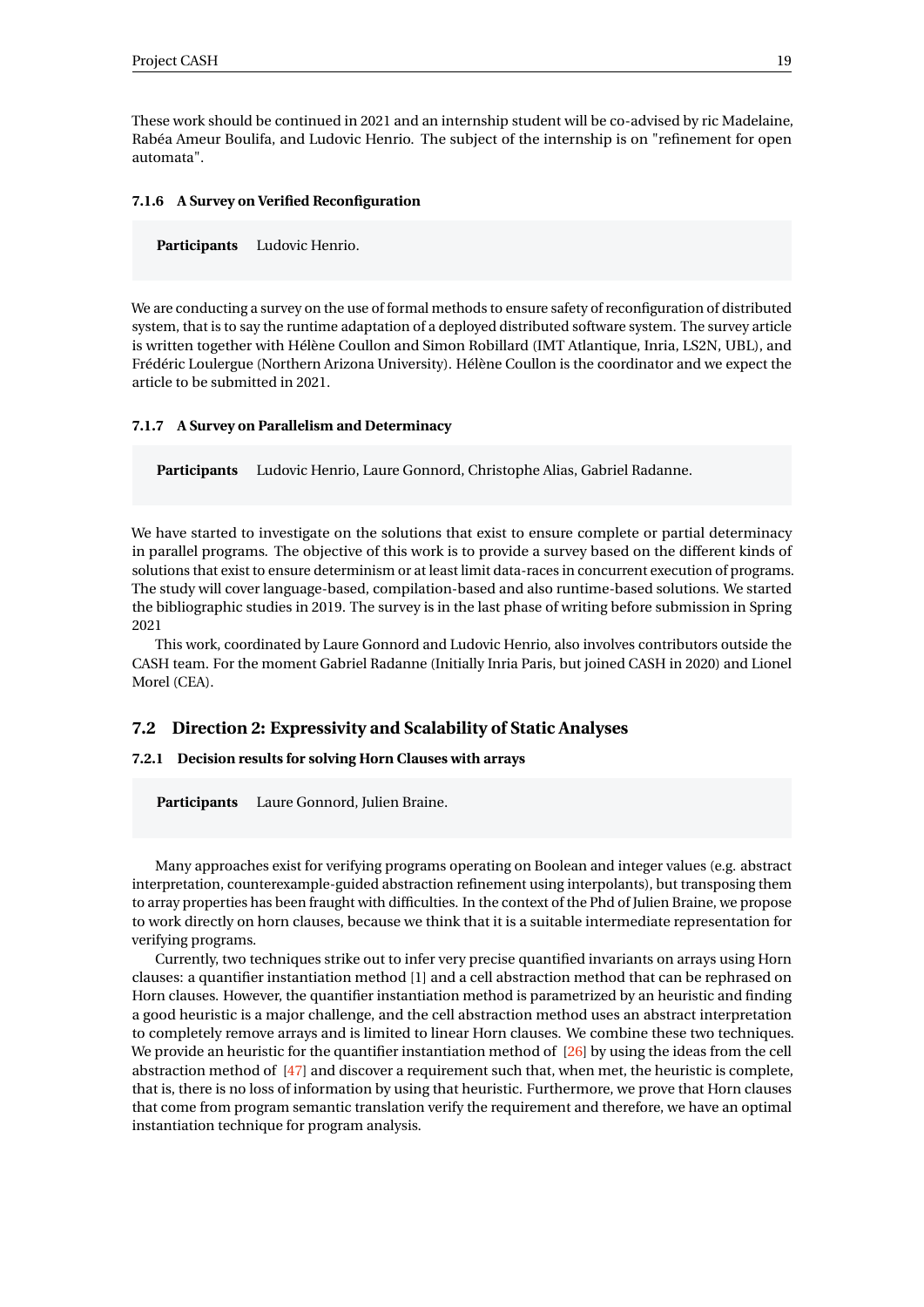These work should be continued in 2021 and an internship student will be co-advised by ric Madelaine, Rabéa Ameur Boulifa, and Ludovic Henrio. The subject of the internship is on "refinement for open automata".

#### 7.1.6 A Survey on Verified Reconfiguration

**Participants** Ludovic Henrio.

We are conducting a survey on the use of formal methods to ensure safety of reconfiguration of distributed system, that is to say the runtime adaptation of a deployed distributed software system. The survey article is written together with Hélène Coullon and Simon Robillard (IMT Atlantique, Inria, LS2N, UBL), and Frédéric Loulergue (Northern Arizona University). Hélène Coullon is the coordinator and we expect the article to be submitted in 2021.

#### 7.1.7 A Survey on Parallelism and Determinacy

**Participants** Ludovic Henrio, Laure Gonnord, Christophe Alias, Gabriel Radanne.

We have started to investigate on the solutions that exist to ensure complete or partial determinacy in parallel programs. The objective of this work is to provide a survey based on the different kinds of solutions that exist to ensure determinism or at least limit data-races in concurrent execution of programs. The study will cover language-based, compilation-based and also runtime-based solutions. We started the bibliographic studies in 2019. The survey is in the last phase of writing before submission in Spring 2021

This work, coordinated by Laure Gonnord and Ludovic Henrio, also involves contributors outside the CASH team. For the moment Gabriel Radanne (Initially Inria Paris, but joined CASH in 2020) and Lionel Morel (CEA).

### 7.2 Direction 2: Expressivity and Scalability of Static Analyses

#### 7.2.1 Decision results for solving Horn Clauses with arrays

**Participants** Laure Gonnord, Julien Braine.

Many approaches exist for verifying programs operating on Boolean and integer values (e.g. abstract interpretation, counterexample-guided abstraction refinement using interpolants), but transposing them to array properties has been fraught with difficulties. In the context of the Phd of Julien Braine, we propose to work directly on horn clauses, because we think that it is a suitable intermediate representation for verifying programs.

Currently, two techniques strike out to infer very precise quantified invariants on arrays using Horn clauses: a quantifier instantiation method [1] and a cell abstraction method that can be rephrased on Horn clauses. However, the quantifier instantiation method is parametrized by an heuristic and finding a good heuristic is a major challenge, and the cell abstraction method uses an abstract interpretation to completely remove arrays and is limited to linear Horn clauses. We combine these two techniques. We provide an heuristic for the quantifier instantiation method of [26] by using the ideas from the cell abstraction method of [47] and discover a requirement such that, when met, the heuristic is complete, that is, there is no loss of information by using that heuristic. Furthermore, we prove that Horn clauses that come from program semantic translation verify the requirement and therefore, we have an optimal instantiation technique for program analysis.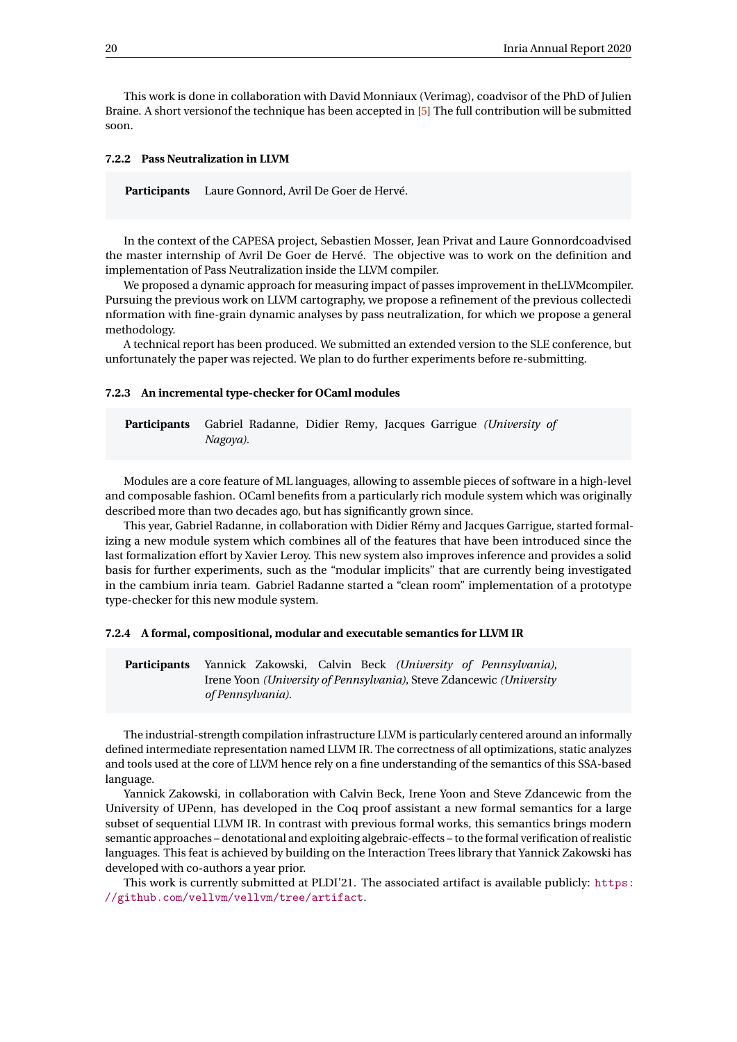This work is done in collaboration with David Monniaux (Verimag), coadvisor of the PhD of Julien Braine. A short versionof the technique has been accepted in [5] The full contribution will be submitted soon.

#### 7.2.2 Pass Neutralization in LLVM

**Participants** Laure Gonnord, Avril De Goer de Hervé.

In the context of the CAPESA project, Sebastien Mosser, Jean Privat and Laure Gonnordcoadvised the master internship of Avril De Goer de Hervé. The objective was to work on the definition and implementation of Pass Neutralization inside the LLVM compiler.

We proposed a dynamic approach for measuring impact of passes improvement in theLLVMcompiler. Pursuing the previous work on LLVM cartography, we propose a refinement of the previous collectedi nformation with fine-grain dynamic analyses by pass neutralization, for which we propose a general methodology.

A technical report has been produced. We submitted an extended version to the SLE conference, but unfortunately the paper was rejected. We plan to do further experiments before re-submitting.

#### 7.2.3 An incremental type-checker for OCaml modules

**Participants** Gabriel Radanne, Didier Remy, Jacques Garrigue *(University of Nagoya)*.

Modules are a core feature of ML languages, allowing to assemble pieces of software in a high-level and composable fashion. OCaml benefits from a particularly rich module system which was originally described more than two decades ago, but has significantly grown since.

This year, Gabriel Radanne, in collaboration with Didier Rémy and Jacques Garrigue, started formalizing a new module system which combines all of the features that have been introduced since the last formalization effort by Xavier Leroy. This new system also improves inference and provides a solid basis for further experiments, such as the "modular implicits" that are currently being investigated in the cambium inria team. Gabriel Radanne started a "clean room" implementation of a prototype type-checker for this new module system.

#### 7.2.4 A formal, compositional, modular and executable semantics for LLVM IR

**Participants** Yannick Zakowski, Calvin Beck *(University of Pennsylvania)*, Irene Yoon *(University of Pennsylvania)*, Steve Zdancewic *(University of Pennsylvania)*.

The industrial-strength compilation infrastructure LLVM is particularly centered around an informally defined intermediate representation named LLVM IR. The correctness of all optimizations, static analyzes and tools used at the core of LLVM hence rely on a fine understanding of the semantics of this SSA-based language.

Yannick Zakowski, in collaboration with Calvin Beck, Irene Yoon and Steve Zdancewic from the University of UPenn, has developed in the Coq proof assistant a new formal semantics for a large subset of sequential LLVM IR. In contrast with previous formal works, this semantics brings modern semantic approaches – denotational and exploiting algebraic-effects – to the formal verification of realistic languages. This feat is achieved by building on the Interaction Trees library that Yannick Zakowski has developed with co-authors a year prior.

This work is currently submitted at PLDI'21. The associated artifact is available publicly: https://github.com/vellvm/vellvm/tree/artifact.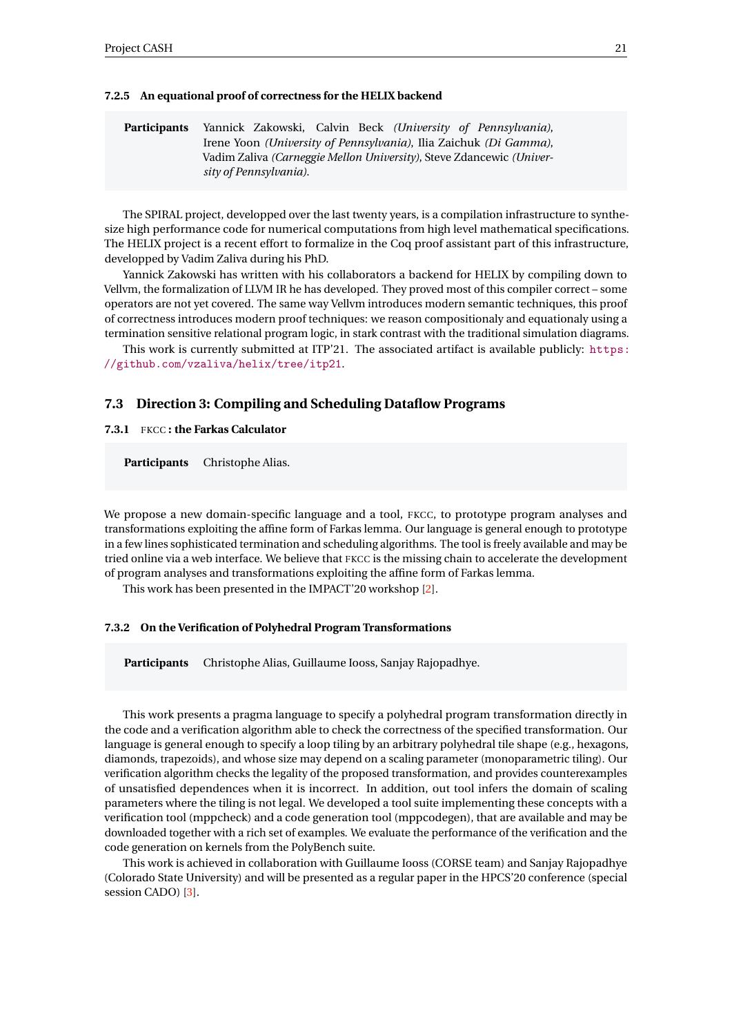#### 7.2.5 An equational proof of correctness for the HELIX backend

**Participants** Yannick Zakowski, Calvin Beck *(University of Pennsylvania)*, Irene Yoon *(University of Pennsylvania)*, Ilia Zaichuk *(Di Gamma)*, Vadim Zaliva *(Carneggie Mellon University)*, Steve Zdancewic *(University of Pennsylvania)*.

The SPIRAL project, developped over the last twenty years, is a compilation infrastructure to synthesize high performance code for numerical computations from high level mathematical specifications. The HELIX project is a recent effort to formalize in the Coq proof assistant part of this infrastructure, developped by Vadim Zaliva during his PhD.

Yannick Zakowski has written with his collaborators a backend for HELIX by compiling down to Vellvm, the formalization of LLVM IR he has developed. They proved most of this compiler correct – some operators are not yet covered. The same way Vellvm introduces modern semantic techniques, this proof of correctness introduces modern proof techniques: we reason compositionaly and equationaly using a termination sensitive relational program logic, in stark contrast with the traditional simulation diagrams.

This work is currently submitted at ITP'21. The associated artifact is available publicly: https://github.com/vzaliva/helix/tree/itp21.

### 7.3 Direction 3: Compiling and Scheduling Dataflow Programs

#### 7.3.1 FKCC : the Farkas Calculator

**Participants** Christophe Alias.

We propose a new domain-specific language and a tool, FKCC, to prototype program analyses and transformations exploiting the affine form of Farkas lemma. Our language is general enough to prototype in a few lines sophisticated termination and scheduling algorithms. The tool is freely available and may be tried online via a web interface. We believe that FKCC is the missing chain to accelerate the development of program analyses and transformations exploiting the affine form of Farkas lemma.

This work has been presented in the IMPACT'20 workshop [2].

#### 7.3.2 On the Verification of Polyhedral Program Transformations

**Participants** Christophe Alias, Guillaume Iooss, Sanjay Rajopadhye.

This work presents a pragma language to specify a polyhedral program transformation directly in the code and a verification algorithm able to check the correctness of the specified transformation. Our language is general enough to specify a loop tiling by an arbitrary polyhedral tile shape (e.g., hexagons, diamonds, trapezoids), and whose size may depend on a scaling parameter (monoparametric tiling). Our verification algorithm checks the legality of the proposed transformation, and provides counterexamples of unsatisfied dependences when it is incorrect. In addition, out tool infers the domain of scaling parameters where the tiling is not legal. We developed a tool suite implementing these concepts with a verification tool (mppcheck) and a code generation tool (mppcodegen), that are available and may be downloaded together with a rich set of examples. We evaluate the performance of the verification and the code generation on kernels from the PolyBench suite.

This work is achieved in collaboration with Guillaume Iooss (CORSE team) and Sanjay Rajopadhye (Colorado State University) and will be presented as a regular paper in the HPCS'20 conference (special session CADO) [3].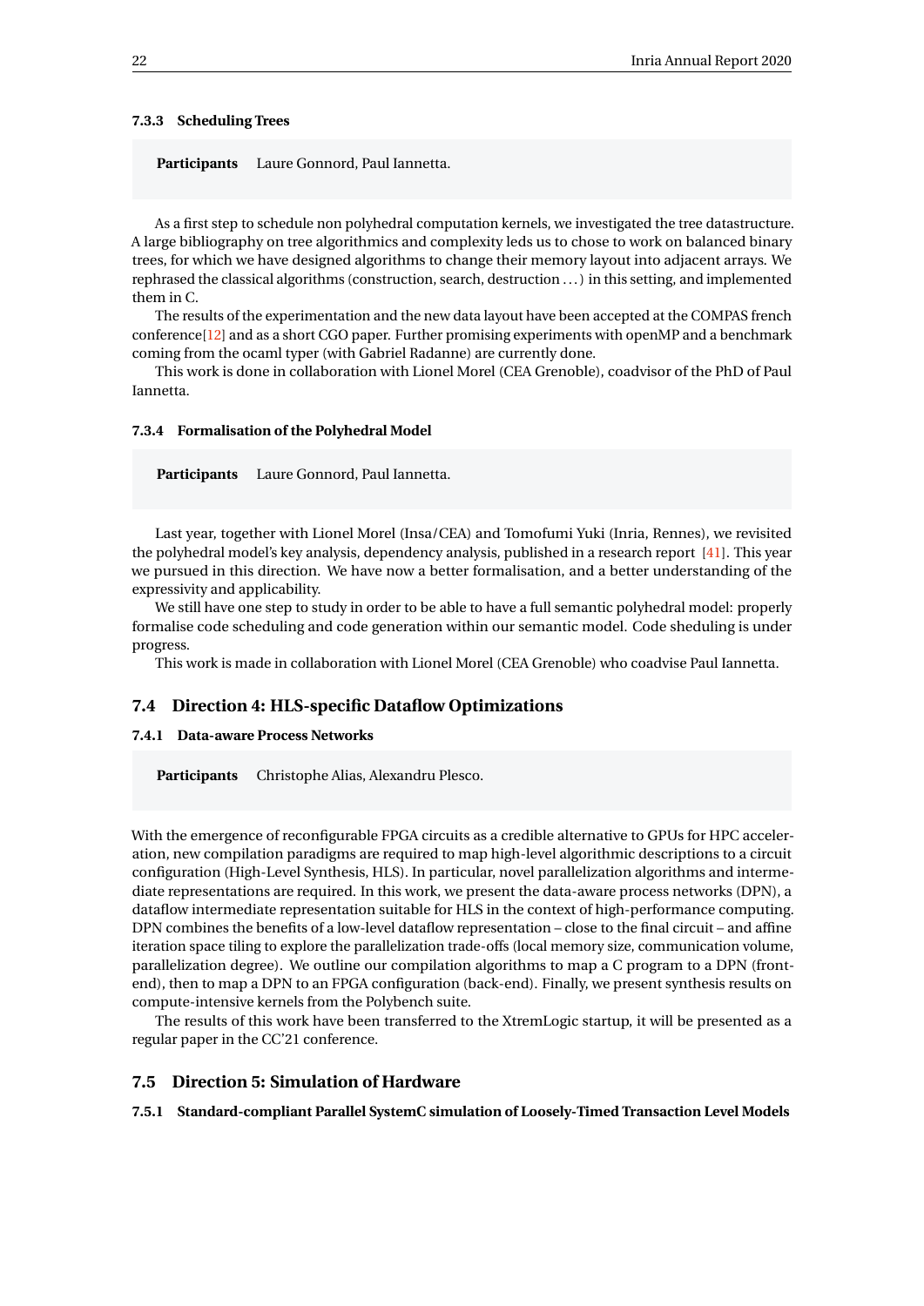#### 7.3.3 Scheduling Trees

**Participants** Laure Gonnord, Paul Iannetta.

As a first step to schedule non polyhedral computation kernels, we investigated the tree datastructure. A large bibliography on tree algorithmics and complexity leds us to chose to work on balanced binary trees, for which we have designed algorithms to change their memory layout into adjacent arrays. We rephrased the classical algorithms (construction, search, destruction ...) in this setting, and implemented them in C.

The results of the experimentation and the new data layout have been accepted at the COMPAS french conference[12] and as a short CGO paper. Further promising experiments with openMP and a benchmark coming from the ocaml typer (with Gabriel Radanne) are currently done.

This work is done in collaboration with Lionel Morel (CEA Grenoble), coadvisor of the PhD of Paul Iannetta.

#### 7.3.4 Formalisation of the Polyhedral Model

**Participants** Laure Gonnord, Paul Iannetta.

Last year, together with Lionel Morel (Insa/CEA) and Tomofumi Yuki (Inria, Rennes), we revisited the polyhedral model's key analysis, dependency analysis, published in a research report [41]. This year we pursued in this direction. We have now a better formalisation, and a better understanding of the expressivity and applicability.

We still have one step to study in order to be able to have a full semantic polyhedral model: properly formalise code scheduling and code generation within our semantic model. Code sheduling is under progress.

This work is made in collaboration with Lionel Morel (CEA Grenoble) who coadvise Paul Iannetta.

### 7.4 Direction 4: HLS-specific Dataflow Optimizations

#### 7.4.1 Data-aware Process Networks

**Participants** Christophe Alias, Alexandru Plesco.

With the emergence of reconfigurable FPGA circuits as a credible alternative to GPUs for HPC acceleration, new compilation paradigms are required to map high-level algorithmic descriptions to a circuit configuration (High-Level Synthesis, HLS). In particular, novel parallelization algorithms and intermediate representations are required. In this work, we present the data-aware process networks (DPN), a dataflow intermediate representation suitable for HLS in the context of high-performance computing. DPN combines the benefits of a low-level dataflow representation – close to the final circuit – and affine iteration space tiling to explore the parallelization trade-offs (local memory size, communication volume, parallelization degree). We outline our compilation algorithms to map a C program to a DPN (front-end), then to map a DPN to an FPGA configuration (back-end). Finally, we present synthesis results on compute-intensive kernels from the Polybench suite.

The results of this work have been transferred to the XtremLogic startup, it will be presented as a regular paper in the CC'21 conference.

### 7.5 Direction 5: Simulation of Hardware

#### 7.5.1 Standard-compliant Parallel SystemC simulation of Loosely-Timed Transaction Level Models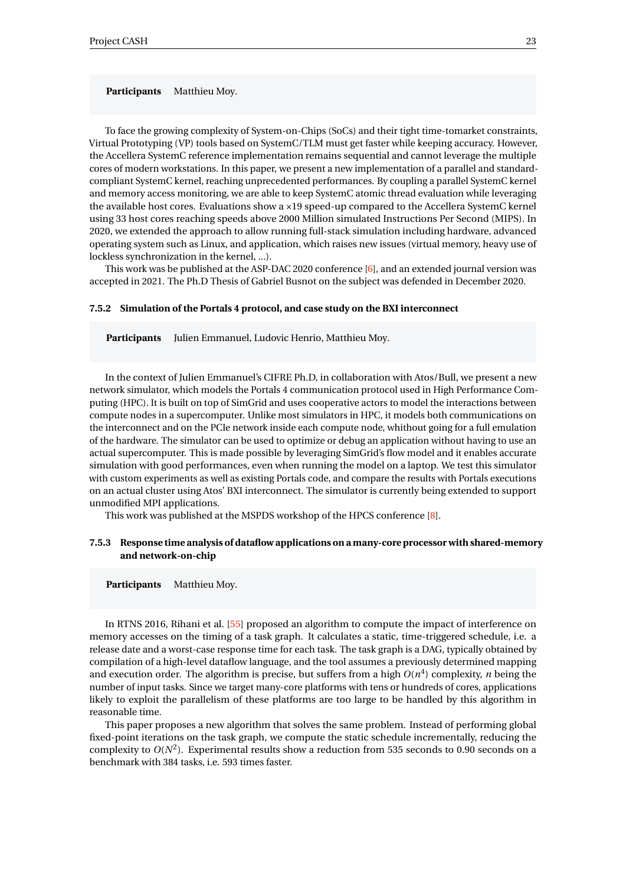**Participants** Matthieu Moy.

To face the growing complexity of System-on-Chips (SoCs) and their tight time-tomarket constraints, Virtual Prototyping (VP) tools based on SystemC/TLM must get faster while keeping accuracy. However, the Accellera SystemC reference implementation remains sequential and cannot leverage the multiple cores of modern workstations. In this paper, we present a new implementation of a parallel and standard-compliant SystemC kernel, reaching unprecedented performances. By coupling a parallel SystemC kernel and memory access monitoring, we are able to keep SystemC atomic thread evaluation while leveraging the available host cores. Evaluations show a ×19 speed-up compared to the Accellera SystemC kernel using 33 host cores reaching speeds above 2000 Million simulated Instructions Per Second (MIPS). In 2020, we extended the approach to allow running full-stack simulation including hardware, advanced operating system such as Linux, and application, which raises new issues (virtual memory, heavy use of lockless synchronization in the kernel, ...).

This work was be published at the ASP-DAC 2020 conference [6], and an extended journal version was accepted in 2021. The Ph.D Thesis of Gabriel Busnot on the subject was defended in December 2020.

#### 7.5.2 Simulation of the Portals 4 protocol, and case study on the BXI interconnect

**Participants** Julien Emmanuel, Ludovic Henrio, Matthieu Moy.

In the context of Julien Emmanuel's CIFRE Ph.D, in collaboration with Atos/Bull, we present a new network simulator, which models the Portals 4 communication protocol used in High Performance Computing (HPC). It is built on top of SimGrid and uses cooperative actors to model the interactions between compute nodes in a supercomputer. Unlike most simulators in HPC, it models both communications on the interconnect and on the PCIe network inside each compute node, whithout going for a full emulation of the hardware. The simulator can be used to optimize or debug an application without having to use an actual supercomputer. This is made possible by leveraging SimGrid's flow model and it enables accurate simulation with good performances, even when running the model on a laptop. We test this simulator with custom experiments as well as existing Portals code, and compare the results with Portals executions on an actual cluster using Atos' BXI interconnect. The simulator is currently being extended to support unmodified MPI applications.

This work was published at the MSPDS workshop of the HPCS conference [8].

#### 7.5.3 Response time analysis of dataflow applications on a many-core processor with shared-memory and network-on-chip

**Participants** Matthieu Moy.

In RTNS 2016, Rihani et al. [55] proposed an algorithm to compute the impact of interference on memory accesses on the timing of a task graph. It calculates a static, time-triggered schedule, i.e. a release date and a worst-case response time for each task. The task graph is a DAG, typically obtained by compilation of a high-level dataflow language, and the tool assumes a previously determined mapping and execution order. The algorithm is precise, but suffers from a high $O(n^4)$ complexity, $n$ being the number of input tasks. Since we target many-core platforms with tens or hundreds of cores, applications likely to exploit the parallelism of these platforms are too large to be handled by this algorithm in reasonable time.

This paper proposes a new algorithm that solves the same problem. Instead of performing global fixed-point iterations on the task graph, we compute the static schedule incrementally, reducing the complexity to $O(N^2)$. Experimental results show a reduction from 535 seconds to 0.90 seconds on a benchmark with 384 tasks, i.e. 593 times faster.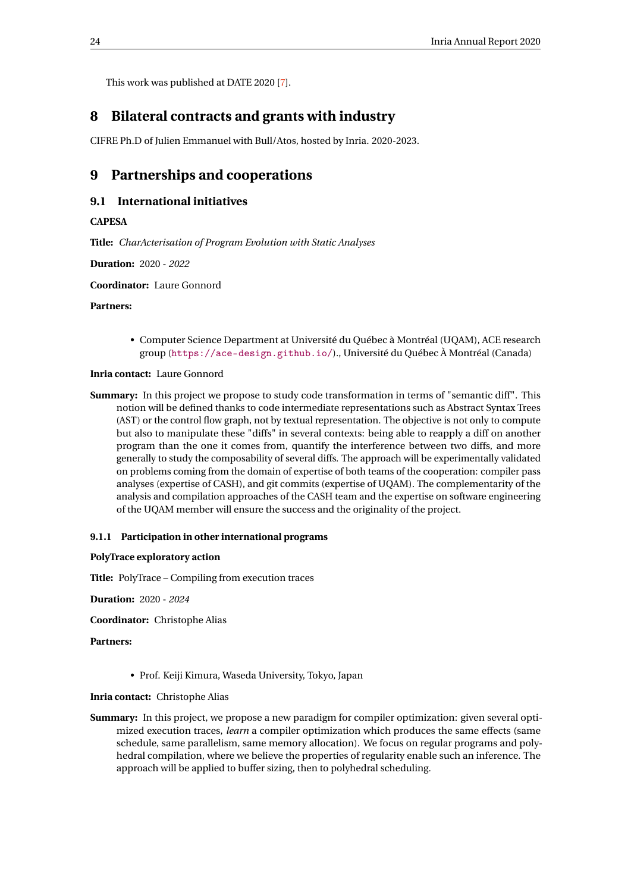This work was published at DATE 2020 [7].

# 8 Bilateral contracts and grants with industry

CIFRE Ph.D of Julien Emmanuel with Bull/Atos, hosted by Inria. 2020-2023.

# 9 Partnerships and cooperations

## 9.1 International initiatives

**CAPESA**

**Title:** *CharActerisation of Program Evolution with Static Analyses*

**Duration:** 2020 - *2022*

**Coordinator:** Laure Gonnord

**Partners:**

- Computer Science Department at Université du Québec à Montréal (UQAM), ACE research group (https://ace-design.github.io/)., Université du Québec À Montréal (Canada)

**Inria contact:** Laure Gonnord

**Summary:** In this project we propose to study code transformation in terms of "semantic diff". This notion will be defined thanks to code intermediate representations such as Abstract Syntax Trees (AST) or the control flow graph, not by textual representation. The objective is not only to compute but also to manipulate these "diffs" in several contexts: being able to reapply a diff on another program than the one it comes from, quantify the interference between two diffs, and more generally to study the composability of several diffs. The approach will be experimentally validated on problems coming from the domain of expertise of both teams of the cooperation: compiler pass analyses (expertise of CASH), and git commits (expertise of UQAM). The complementarity of the analysis and compilation approaches of the CASH team and the expertise on software engineering of the UQAM member will ensure the success and the originality of the project.

### 9.1.1 Participation in other international programs

**PolyTrace exploratory action**

**Title:** PolyTrace – Compiling from execution traces

**Duration:** 2020 - *2024*

**Coordinator:** Christophe Alias

**Partners:**

- Prof. Keiji Kimura, Waseda University, Tokyo, Japan

**Inria contact:** Christophe Alias

**Summary:** In this project, we propose a new paradigm for compiler optimization: given several optimized execution traces, *learn* a compiler optimization which produces the same effects (same schedule, same parallelism, same memory allocation). We focus on regular programs and polyhedral compilation, where we believe the properties of regularity enable such an inference. The approach will be applied to buffer sizing, then to polyhedral scheduling.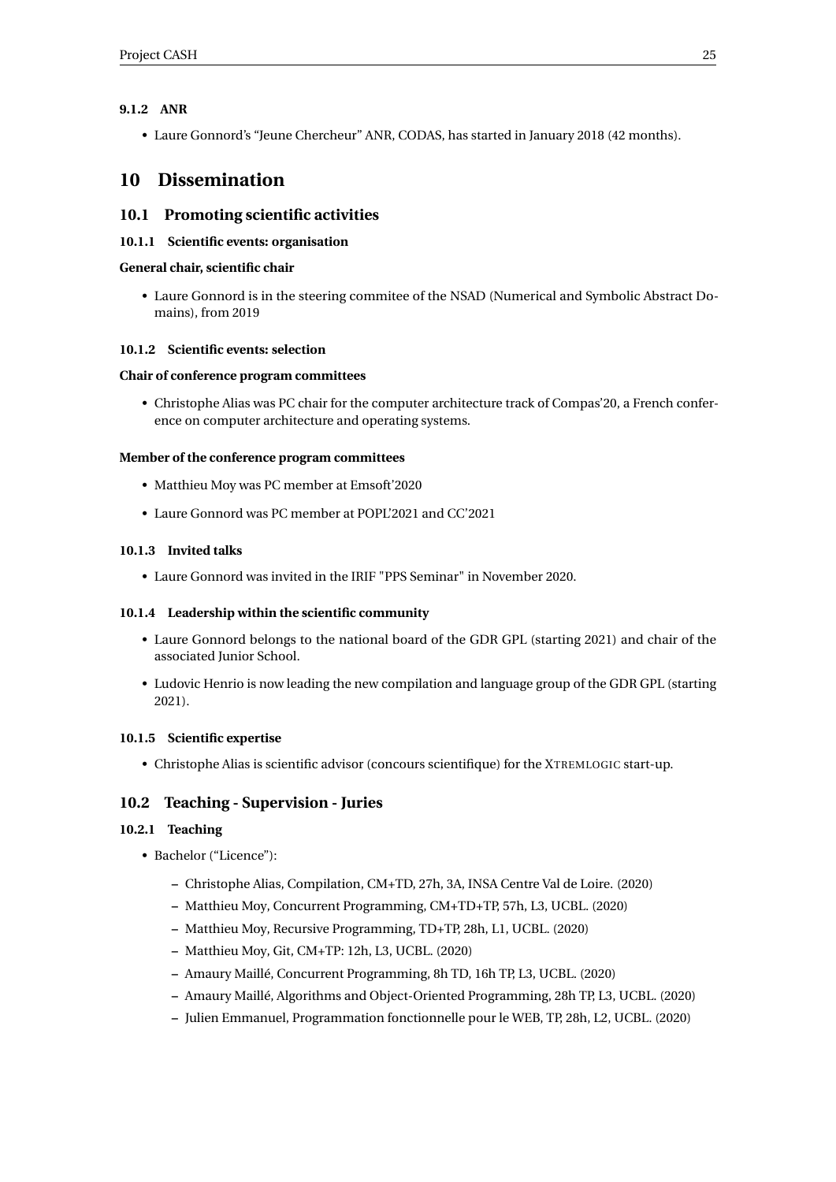#### 9.1.2 ANR

- Laure Gonnord's "Jeune Chercheur" ANR, CODAS, has started in January 2018 (42 months).

# 10 Dissemination

## 10.1 Promoting scientific activities

### 10.1.1 Scientific events: organisation

**General chair, scientific chair**

- Laure Gonnord is in the steering commitee of the NSAD (Numerical and Symbolic Abstract Domains), from 2019

### 10.1.2 Scientific events: selection

**Chair of conference program committees**

- Christophe Alias was PC chair for the computer architecture track of Compas'20, a French conference on computer architecture and operating systems.

**Member of the conference program committees**

- Matthieu Moy was PC member at Emsoft'2020
- Laure Gonnord was PC member at POPL'2021 and CC'2021

### 10.1.3 Invited talks

- Laure Gonnord was invited in the IRIF "PPS Seminar" in November 2020.

### 10.1.4 Leadership within the scientific community

- Laure Gonnord belongs to the national board of the GDR GPL (starting 2021) and chair of the associated Junior School.
- Ludovic Henrio is now leading the new compilation and language group of the GDR GPL (starting 2021).

### 10.1.5 Scientific expertise

- Christophe Alias is scientific advisor (concours scientifique) for the XTREMLOGIC start-up.

## 10.2 Teaching - Supervision - Juries

### 10.2.1 Teaching

- Bachelor ("Licence"):
  - Christophe Alias, Compilation, CM+TD, 27h, 3A, INSA Centre Val de Loire. (2020)
  - Matthieu Moy, Concurrent Programming, CM+TD+TP, 57h, L3, UCBL. (2020)
  - Matthieu Moy, Recursive Programming, TD+TP, 28h, L1, UCBL. (2020)
  - Matthieu Moy, Git, CM+TP: 12h, L3, UCBL. (2020)
  - Amaury Maillé, Concurrent Programming, 8h TD, 16h TP, L3, UCBL. (2020)
  - Amaury Maillé, Algorithms and Object-Oriented Programming, 28h TP, L3, UCBL. (2020)
  - Julien Emmanuel, Programmation fonctionnelle pour le WEB, TP, 28h, L2, UCBL. (2020)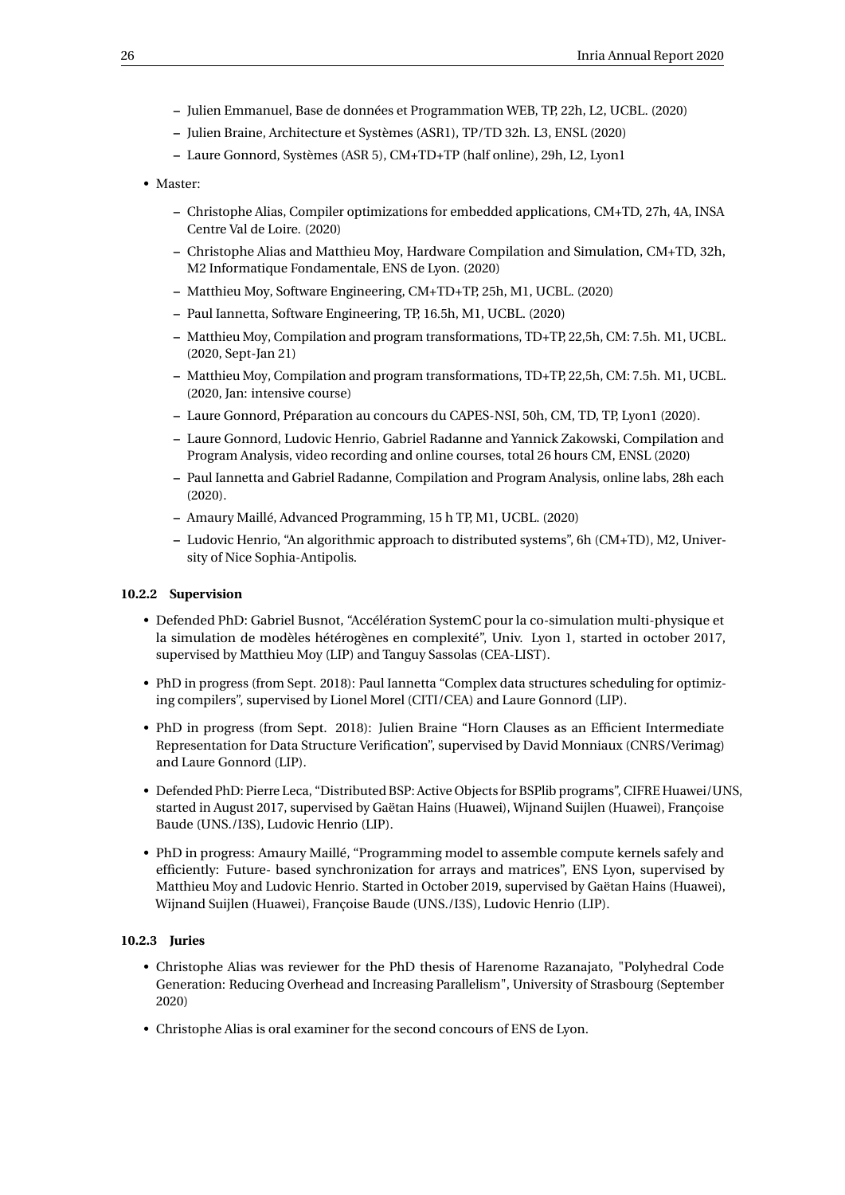- Julien Emmanuel, Base de données et Programmation WEB, TP, 22h, L2, UCBL. (2020)
  - Julien Braine, Architecture et Systèmes (ASR1), TP/TD 32h. L3, ENSL (2020)
  - Laure Gonnord, Systèmes (ASR 5), CM+TD+TP (half online), 29h, L2, Lyon1

- Master:
  - Christophe Alias, Compiler optimizations for embedded applications, CM+TD, 27h, 4A, INSA Centre Val de Loire. (2020)
  - Christophe Alias and Matthieu Moy, Hardware Compilation and Simulation, CM+TD, 32h, M2 Informatique Fondamentale, ENS de Lyon. (2020)
  - Matthieu Moy, Software Engineering, CM+TD+TP, 25h, M1, UCBL. (2020)
  - Paul Iannetta, Software Engineering, TP, 16.5h, M1, UCBL. (2020)
  - Matthieu Moy, Compilation and program transformations, TD+TP, 22,5h, CM: 7.5h. M1, UCBL. (2020, Sept-Jan 21)
  - Matthieu Moy, Compilation and program transformations, TD+TP, 22,5h, CM: 7.5h. M1, UCBL. (2020, Jan: intensive course)
  - Laure Gonnord, Préparation au concours du CAPES-NSI, 50h, CM, TD, TP, Lyon1 (2020).
  - Laure Gonnord, Ludovic Henrio, Gabriel Radanne and Yannick Zakowski, Compilation and Program Analysis, video recording and online courses, total 26 hours CM, ENSL (2020)
  - Paul Iannetta and Gabriel Radanne, Compilation and Program Analysis, online labs, 28h each (2020).
  - Amaury Maillé, Advanced Programming, 15 h TP, M1, UCBL. (2020)
  - Ludovic Henrio, "An algorithmic approach to distributed systems", 6h (CM+TD), M2, University of Nice Sophia-Antipolis.

#### 10.2.2 Supervision

- Defended PhD: Gabriel Busnot, "Accélération SystemC pour la co-simulation multi-physique et la simulation de modèles hétérogènes en complexité", Univ. Lyon 1, started in october 2017, supervised by Matthieu Moy (LIP) and Tanguy Sassolas (CEA-LIST).
- PhD in progress (from Sept. 2018): Paul Iannetta "Complex data structures scheduling for optimizing compilers", supervised by Lionel Morel (CITI/CEA) and Laure Gonnord (LIP).
- PhD in progress (from Sept. 2018): Julien Braine "Horn Clauses as an Efficient Intermediate Representation for Data Structure Verification", supervised by David Monniaux (CNRS/Verimag) and Laure Gonnord (LIP).
- Defended PhD: Pierre Leca, "Distributed BSP: Active Objects for BSPlib programs", CIFRE Huawei/UNS, started in August 2017, supervised by Gaëtan Hains (Huawei), Wijnand Suijlen (Huawei), Françoise Baude (UNS./I3S), Ludovic Henrio (LIP).
- PhD in progress: Amaury Maillé, "Programming model to assemble compute kernels safely and efficiently: Future- based synchronization for arrays and matrices", ENS Lyon, supervised by Matthieu Moy and Ludovic Henrio. Started in October 2019, supervised by Gaëtan Hains (Huawei), Wijnand Suijlen (Huawei), Françoise Baude (UNS./I3S), Ludovic Henrio (LIP).

#### 10.2.3 Juries

- Christophe Alias was reviewer for the PhD thesis of Harenome Razanajato, "Polyhedral Code Generation: Reducing Overhead and Increasing Parallelism", University of Strasbourg (September 2020)
- Christophe Alias is oral examiner for the second concours of ENS de Lyon.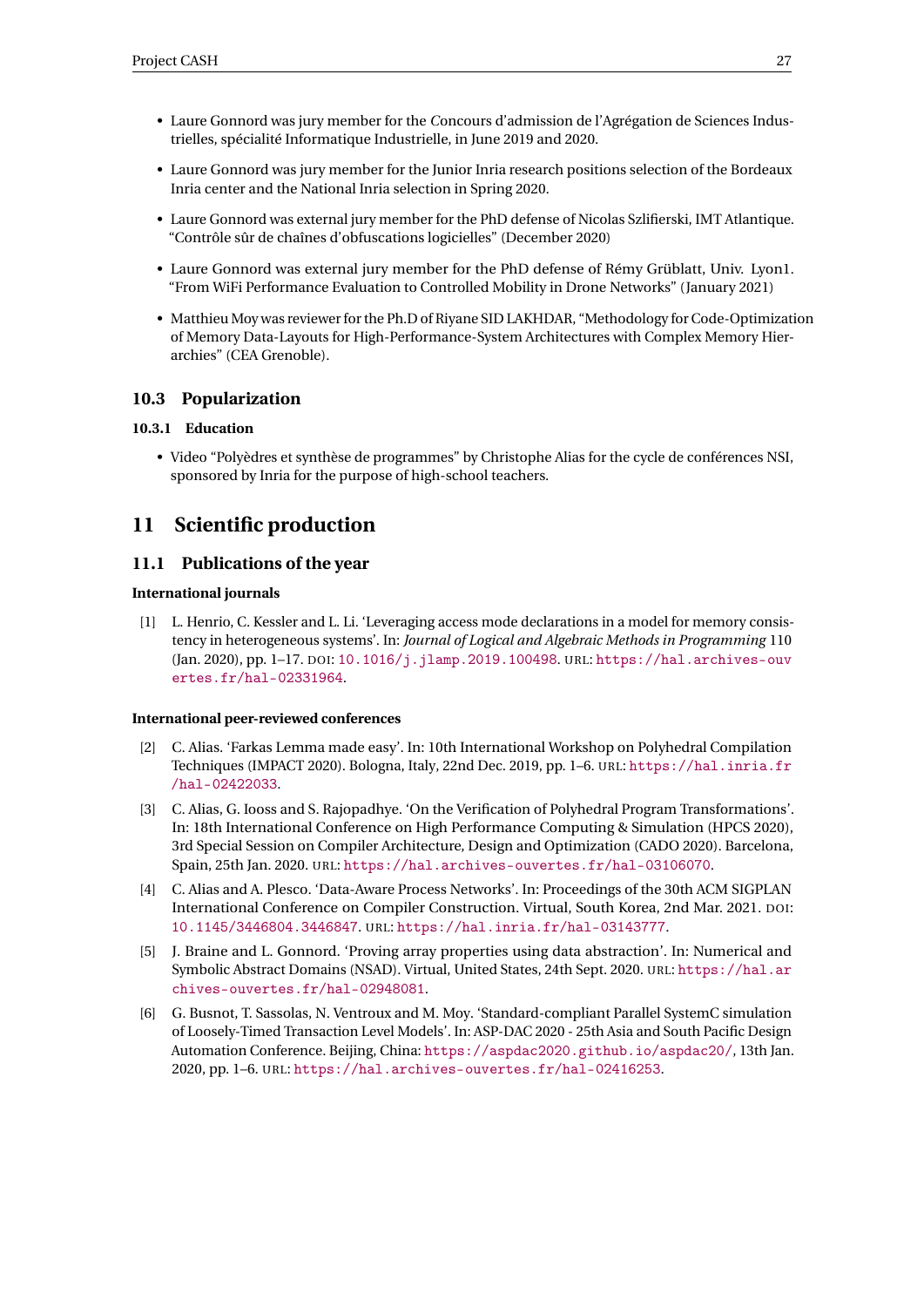- Laure Gonnord was jury member for the Concours d'admission de l'Agrégation de Sciences Industrielles, spécialité Informatique Industrielle, in June 2019 and 2020.
- Laure Gonnord was jury member for the Junior Inria research positions selection of the Bordeaux Inria center and the National Inria selection in Spring 2020.
- Laure Gonnord was external jury member for the PhD defense of Nicolas Szlifierski, IMT Atlantique. "Contrôle sûr de chaînes d'obfuscations logicielles" (December 2020)
- Laure Gonnord was external jury member for the PhD defense of Rémy Grüblatt, Univ. Lyon1. "From WiFi Performance Evaluation to Controlled Mobility in Drone Networks" (January 2021)
- Matthieu Moy was reviewer for the Ph.D of Riyane SID LAKHDAR, "Methodology for Code-Optimization of Memory Data-Layouts for High-Performance-System Architectures with Complex Memory Hierarchies" (CEA Grenoble).

### 10.3 Popularization

#### 10.3.1 Education

- Video "Polyèdres et synthèse de programmes" by Christophe Alias for the cycle de conférences NSI, sponsored by Inria for the purpose of high-school teachers.

## 11 Scientific production

### 11.1 Publications of the year

**International journals**

[1] L. Henrio, C. Kessler and L. Li. 'Leveraging access mode declarations in a model for memory consistency in heterogeneous systems'. In: *Journal of Logical and Algebraic Methods in Programming* 110 (Jan. 2020), pp. 1–17. DOI: 10.1016/j.jlamp.2019.100498. URL: https://hal.archives-ouvertes.fr/hal-02331964.

**International peer-reviewed conferences**

[2] C. Alias. 'Farkas Lemma made easy'. In: 10th International Workshop on Polyhedral Compilation Techniques (IMPACT 2020). Bologna, Italy, 22nd Dec. 2019, pp. 1–6. URL: https://hal.inria.fr/hal-02422033.

[3] C. Alias, G. Iooss and S. Rajopadhye. 'On the Verification of Polyhedral Program Transformations'. In: 18th International Conference on High Performance Computing & Simulation (HPCS 2020), 3rd Special Session on Compiler Architecture, Design and Optimization (CADO 2020). Barcelona, Spain, 25th Jan. 2020. URL: https://hal.archives-ouvertes.fr/hal-03106070.

[4] C. Alias and A. Plesco. 'Data-Aware Process Networks'. In: Proceedings of the 30th ACM SIGPLAN International Conference on Compiler Construction. Virtual, South Korea, 2nd Mar. 2021. DOI: 10.1145/3446804.3446847. URL: https://hal.inria.fr/hal-03143777.

[5] J. Braine and L. Gonnord. 'Proving array properties using data abstraction'. In: Numerical and Symbolic Abstract Domains (NSAD). Virtual, United States, 24th Sept. 2020. URL: https://hal.archives-ouvertes.fr/hal-02948081.

[6] G. Busnot, T. Sassolas, N. Ventroux and M. Moy. 'Standard-compliant Parallel SystemC simulation of Loosely-Timed Transaction Level Models'. In: ASP-DAC 2020 - 25th Asia and South Pacific Design Automation Conference. Beijing, China: https://aspdac2020.github.io/aspdac20/, 13th Jan. 2020, pp. 1–6. URL: https://hal.archives-ouvertes.fr/hal-02416253.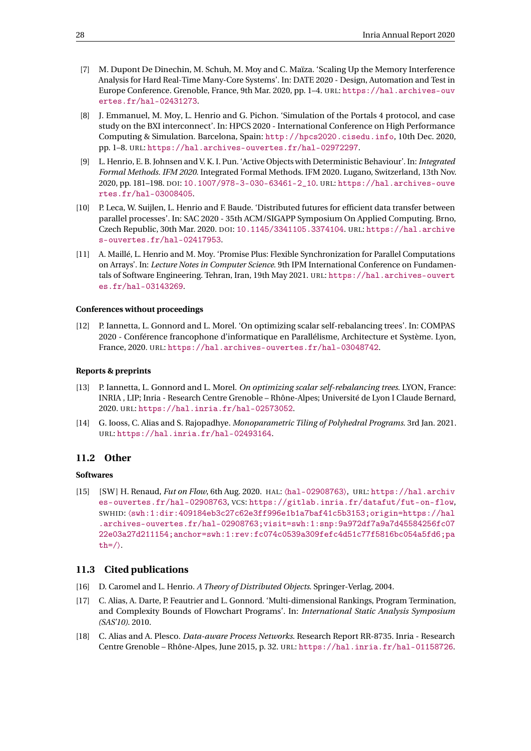[7] M. Dupont De Dinechin, M. Schuh, M. Moy and C. Maïza. 'Scaling Up the Memory Interference Analysis for Hard Real-Time Many-Core Systems'. In: DATE 2020 - Design, Automation and Test in Europe Conference. Grenoble, France, 9th Mar. 2020, pp. 1–4. URL: https://hal.archives-ouvertes.fr/hal-02431273.

[8] J. Emmanuel, M. Moy, L. Henrio and G. Pichon. 'Simulation of the Portals 4 protocol, and case study on the BXI interconnect'. In: HPCS 2020 - International Conference on High Performance Computing & Simulation. Barcelona, Spain: http://hpcs2020.cisedu.info, 10th Dec. 2020, pp. 1–8. URL: https://hal.archives-ouvertes.fr/hal-02972297.

[9] L. Henrio, E. B. Johnsen and V. K. I. Pun. 'Active Objects with Deterministic Behaviour'. In: *Integrated Formal Methods. IFM 2020.* Integrated Formal Methods. IFM 2020. Lugano, Switzerland, 13th Nov. 2020, pp. 181–198. DOI: 10.1007/978-3-030-63461-2_10. URL: https://hal.archives-ouvertes.fr/hal-03008405.

[10] P. Leca, W. Suijlen, L. Henrio and F. Baude. 'Distributed futures for efficient data transfer between parallel processes'. In: SAC 2020 - 35th ACM/SIGAPP Symposium On Applied Computing. Brno, Czech Republic, 30th Mar. 2020. DOI: 10.1145/3341105.3374104. URL: https://hal.archives-ouvertes.fr/hal-02417953.

[11] A. Maillé, L. Henrio and M. Moy. 'Promise Plus: Flexible Synchronization for Parallel Computations on Arrays'. In: *Lecture Notes in Computer Science.* 9th IPM International Conference on Fundamentals of Software Engineering. Tehran, Iran, 19th May 2021. URL: https://hal.archives-ouvertes.fr/hal-03143269.

#### Conferences without proceedings

[12] P. Iannetta, L. Gonnord and L. Morel. 'On optimizing scalar self-rebalancing trees'. In: COMPAS 2020 - Conférence francophone d'informatique en Parallélisme, Architecture et Système. Lyon, France, 2020. URL: https://hal.archives-ouvertes.fr/hal-03048742.

#### Reports & preprints

[13] P. Iannetta, L. Gonnord and L. Morel. *On optimizing scalar self-rebalancing trees.* LYON, France: INRIA , LIP; Inria - Research Centre Grenoble – Rhône-Alpes; Université de Lyon I Claude Bernard, 2020. URL: https://hal.inria.fr/hal-02573052.

[14] G. Iooss, C. Alias and S. Rajopadhye. *Monoparametric Tiling of Polyhedral Programs.* 3rd Jan. 2021. URL: https://hal.inria.fr/hal-02493164.

### 11.2 Other

#### Softwares

[15] [SW] H. Renaud, *Fut on Flow*, 6th Aug. 2020. HAL: ⟨hal-02908763⟩, URL: https://hal.archives-ouvertes.fr/hal-02908763, VCS: https://gitlab.inria.fr/datafut/fut-on-flow, SWHID: ⟨swh:1:dir:409184eb3c27c62e3ff996e1b1a7baf41c5b3153;origin=https://hal.archives-ouvertes.fr/hal-02908763;visit=swh:1:snp:9a972df7a9a7d45584256fc0722e03a27d211154;anchor=swh:1:rev:fc074c0539a309fefc4d51c77f5816bc054a5fd6;path=/⟩.

### 11.3 Cited publications

[16] D. Caromel and L. Henrio. *A Theory of Distributed Objects.* Springer-Verlag, 2004.

[17] C. Alias, A. Darte, P. Feautrier and L. Gonnord. 'Multi-dimensional Rankings, Program Termination, and Complexity Bounds of Flowchart Programs'. In: *International Static Analysis Symposium (SAS'10).* 2010.

[18] C. Alias and A. Plesco. *Data-aware Process Networks.* Research Report RR-8735. Inria - Research Centre Grenoble – Rhône-Alpes, June 2015, p. 32. URL: https://hal.inria.fr/hal-01158726.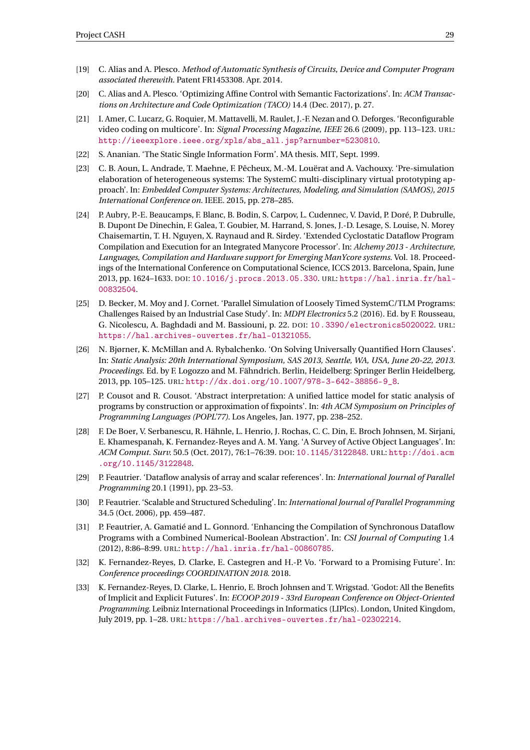[19] C. Alias and A. Plesco. *Method of Automatic Synthesis of Circuits, Device and Computer Program associated therewith*. Patent FR1453308. Apr. 2014.

[20] C. Alias and A. Plesco. 'Optimizing Affine Control with Semantic Factorizations'. In: *ACM Transactions on Architecture and Code Optimization (TACO)* 14.4 (Dec. 2017), p. 27.

[21] I. Amer, C. Lucarz, G. Roquier, M. Mattavelli, M. Raulet, J.-F. Nezan and O. Deforges. 'Reconfigurable video coding on multicore'. In: *Signal Processing Magazine, IEEE* 26.6 (2009), pp. 113–123. URL: http://ieeexplore.ieee.org/xpls/abs_all.jsp?arnumber=5230810.

[22] S. Ananian. 'The Static Single Information Form'. MA thesis. MIT, Sept. 1999.

[23] C. B. Aoun, L. Andrade, T. Maehne, F. Pêcheux, M.-M. Louërat and A. Vachouxy. 'Pre-simulation elaboration of heterogeneous systems: The SystemC multi-disciplinary virtual prototyping approach'. In: *Embedded Computer Systems: Architectures, Modeling, and Simulation (SAMOS), 2015 International Conference on*. IEEE. 2015, pp. 278–285.

[24] P. Aubry, P.-E. Beaucamps, F. Blanc, B. Bodin, S. Carpov, L. Cudennec, V. David, P. Doré, P. Dubrulle, B. Dupont De Dinechin, F. Galea, T. Goubier, M. Harrand, S. Jones, J.-D. Lesage, S. Louise, N. Morey Chaisemartin, T. H. Nguyen, X. Raynaud and R. Sirdey. 'Extended Cyclostatic Dataflow Program Compilation and Execution for an Integrated Manycore Processor'. In: *Alchemy 2013 - Architecture, Languages, Compilation and Hardware support for Emerging ManYcore systems*. Vol. 18. Proceedings of the International Conference on Computational Science, ICCS 2013. Barcelona, Spain, June 2013, pp. 1624–1633. DOI: 10.1016/j.procs.2013.05.330. URL: https://hal.inria.fr/hal-00832504.

[25] D. Becker, M. Moy and J. Cornet. 'Parallel Simulation of Loosely Timed SystemC/TLM Programs: Challenges Raised by an Industrial Case Study'. In: *MDPI Electronics* 5.2 (2016). Ed. by F. Rousseau, G. Nicolescu, A. Baghdadi and M. Bassiouni, p. 22. DOI: 10.3390/electronics5020022. URL: https://hal.archives-ouvertes.fr/hal-01321055.

[26] N. Bjørner, K. McMillan and A. Rybalchenko. 'On Solving Universally Quantified Horn Clauses'. In: *Static Analysis: 20th International Symposium, SAS 2013, Seattle, WA, USA, June 20-22, 2013. Proceedings*. Ed. by F. Logozzo and M. Fähndrich. Berlin, Heidelberg: Springer Berlin Heidelberg, 2013, pp. 105–125. URL: http://dx.doi.org/10.1007/978-3-642-38856-9_8.

[27] P. Cousot and R. Cousot. 'Abstract interpretation: A unified lattice model for static analysis of programs by construction or approximation of fixpoints'. In: *4th ACM Symposium on Principles of Programming Languages (POPL'77)*. Los Angeles, Jan. 1977, pp. 238–252.

[28] F. De Boer, V. Serbanescu, R. Hähnle, L. Henrio, J. Rochas, C. C. Din, E. Broch Johnsen, M. Sirjani, E. Khamespanah, K. Fernandez-Reyes and A. M. Yang. 'A Survey of Active Object Languages'. In: *ACM Comput. Surv.* 50.5 (Oct. 2017), 76:1–76:39. DOI: 10.1145/3122848. URL: http://doi.acm.org/10.1145/3122848.

[29] P. Feautrier. 'Dataflow analysis of array and scalar references'. In: *International Journal of Parallel Programming* 20.1 (1991), pp. 23–53.

[30] P. Feautrier. 'Scalable and Structured Scheduling'. In: *International Journal of Parallel Programming* 34.5 (Oct. 2006), pp. 459–487.

[31] P. Feautrier, A. Gamatié and L. Gonnord. 'Enhancing the Compilation of Synchronous Dataflow Programs with a Combined Numerical-Boolean Abstraction'. In: *CSI Journal of Computing* 1.4 (2012), 8:86–8:99. URL: http://hal.inria.fr/hal-00860785.

[32] K. Fernandez-Reyes, D. Clarke, E. Castegren and H.-P. Vo. 'Forward to a Promising Future'. In: *Conference proceedings COORDINATION 2018*. 2018.

[33] K. Fernandez-Reyes, D. Clarke, L. Henrio, E. Broch Johnsen and T. Wrigstad. 'Godot: All the Benefits of Implicit and Explicit Futures'. In: *ECOOP 2019 - 33rd European Conference on Object-Oriented Programming*. Leibniz International Proceedings in Informatics (LIPIcs). London, United Kingdom, July 2019, pp. 1–28. URL: https://hal.archives-ouvertes.fr/hal-02302214.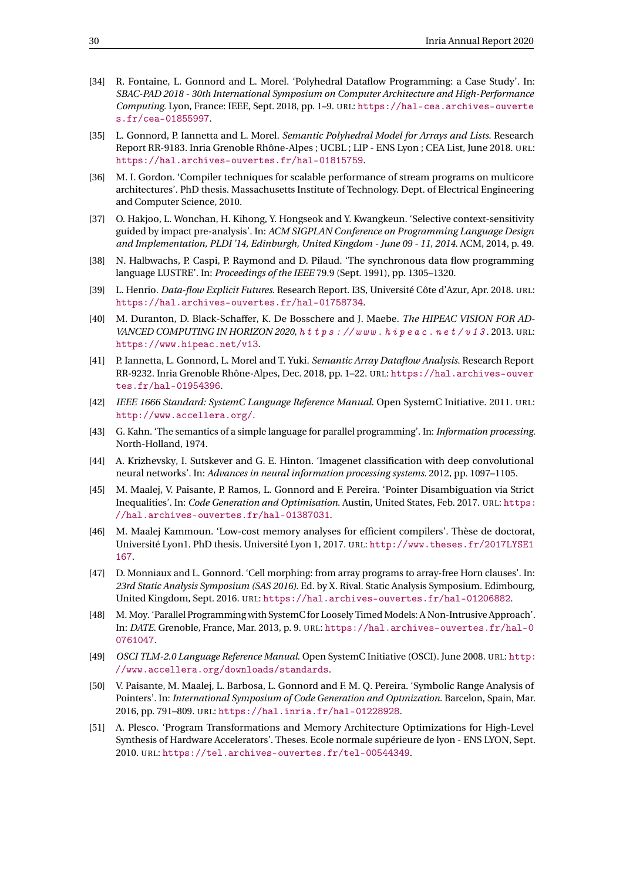[34] R. Fontaine, L. Gonnord and L. Morel. 'Polyhedral Dataflow Programming: a Case Study'. In: *SBAC-PAD 2018 - 30th International Symposium on Computer Architecture and High-Performance Computing*. Lyon, France: IEEE, Sept. 2018, pp. 1–9. URL: https://hal-cea.archives-ouvertes.fr/cea-01855997.

[35] L. Gonnord, P. Iannetta and L. Morel. *Semantic Polyhedral Model for Arrays and Lists*. Research Report RR-9183. Inria Grenoble Rhône-Alpes ; UCBL ; LIP - ENS Lyon ; CEA List, June 2018. URL: https://hal.archives-ouvertes.fr/hal-01815759.

[36] M. I. Gordon. 'Compiler techniques for scalable performance of stream programs on multicore architectures'. PhD thesis. Massachusetts Institute of Technology. Dept. of Electrical Engineering and Computer Science, 2010.

[37] O. Hakjoo, L. Wonchan, H. Kihong, Y. Hongseok and Y. Kwangkeun. 'Selective context-sensitivity guided by impact pre-analysis'. In: *ACM SIGPLAN Conference on Programming Language Design and Implementation, PLDI '14, Edinburgh, United Kingdom - June 09 - 11, 2014*. ACM, 2014, p. 49.

[38] N. Halbwachs, P. Caspi, P. Raymond and D. Pilaud. 'The synchronous data flow programming language LUSTRE'. In: *Proceedings of the IEEE* 79.9 (Sept. 1991), pp. 1305–1320.

[39] L. Henrio. *Data-flow Explicit Futures*. Research Report. I3S, Université Côte d'Azur, Apr. 2018. URL: https://hal.archives-ouvertes.fr/hal-01758734.

[40] M. Duranton, D. Black-Schaffer, K. De Bosschere and J. Maebe. *The HIPEAC VISION FOR ADVANCED COMPUTING IN HORIZON 2020, https://www.hipeac.net/v13*. 2013. URL: https://www.hipeac.net/v13.

[41] P. Iannetta, L. Gonnord, L. Morel and T. Yuki. *Semantic Array Dataflow Analysis*. Research Report RR-9232. Inria Grenoble Rhône-Alpes, Dec. 2018, pp. 1–22. URL: https://hal.archives-ouvertes.fr/hal-01954396.

[42] *IEEE 1666 Standard: SystemC Language Reference Manual*. Open SystemC Initiative. 2011. URL: http://www.accellera.org/.

[43] G. Kahn. 'The semantics of a simple language for parallel programming'. In: *Information processing*. North-Holland, 1974.

[44] A. Krizhevsky, I. Sutskever and G. E. Hinton. 'Imagenet classification with deep convolutional neural networks'. In: *Advances in neural information processing systems*. 2012, pp. 1097–1105.

[45] M. Maalej, V. Paisante, P. Ramos, L. Gonnord and F. Pereira. 'Pointer Disambiguation via Strict Inequalities'. In: *Code Generation and Optimisation*. Austin, United States, Feb. 2017. URL: https://hal.archives-ouvertes.fr/hal-01387031.

[46] M. Maalej Kammoun. 'Low-cost memory analyses for efficient compilers'. Thèse de doctorat, Université Lyon1. PhD thesis. Université Lyon 1, 2017. URL: http://www.theses.fr/2017LYSE1167.

[47] D. Monniaux and L. Gonnord. 'Cell morphing: from array programs to array-free Horn clauses'. In: *23rd Static Analysis Symposium (SAS 2016)*. Ed. by X. Rival. Static Analysis Symposium. Edimbourg, United Kingdom, Sept. 2016. URL: https://hal.archives-ouvertes.fr/hal-01206882.

[48] M. Moy. 'Parallel Programming with SystemC for Loosely Timed Models: A Non-Intrusive Approach'. In: *DATE*. Grenoble, France, Mar. 2013, p. 9. URL: https://hal.archives-ouvertes.fr/hal-00761047.

[49] *OSCI TLM-2.0 Language Reference Manual*. Open SystemC Initiative (OSCI). June 2008. URL: http://www.accellera.org/downloads/standards.

[50] V. Paisante, M. Maalej, L. Barbosa, L. Gonnord and F. M. Q. Pereira. 'Symbolic Range Analysis of Pointers'. In: *International Symposium of Code Generation and Optmization*. Barcelon, Spain, Mar. 2016, pp. 791–809. URL: https://hal.inria.fr/hal-01228928.

[51] A. Plesco. 'Program Transformations and Memory Architecture Optimizations for High-Level Synthesis of Hardware Accelerators'. Theses. Ecole normale supérieure de lyon - ENS LYON, Sept. 2010. URL: https://tel.archives-ouvertes.fr/tel-00544349.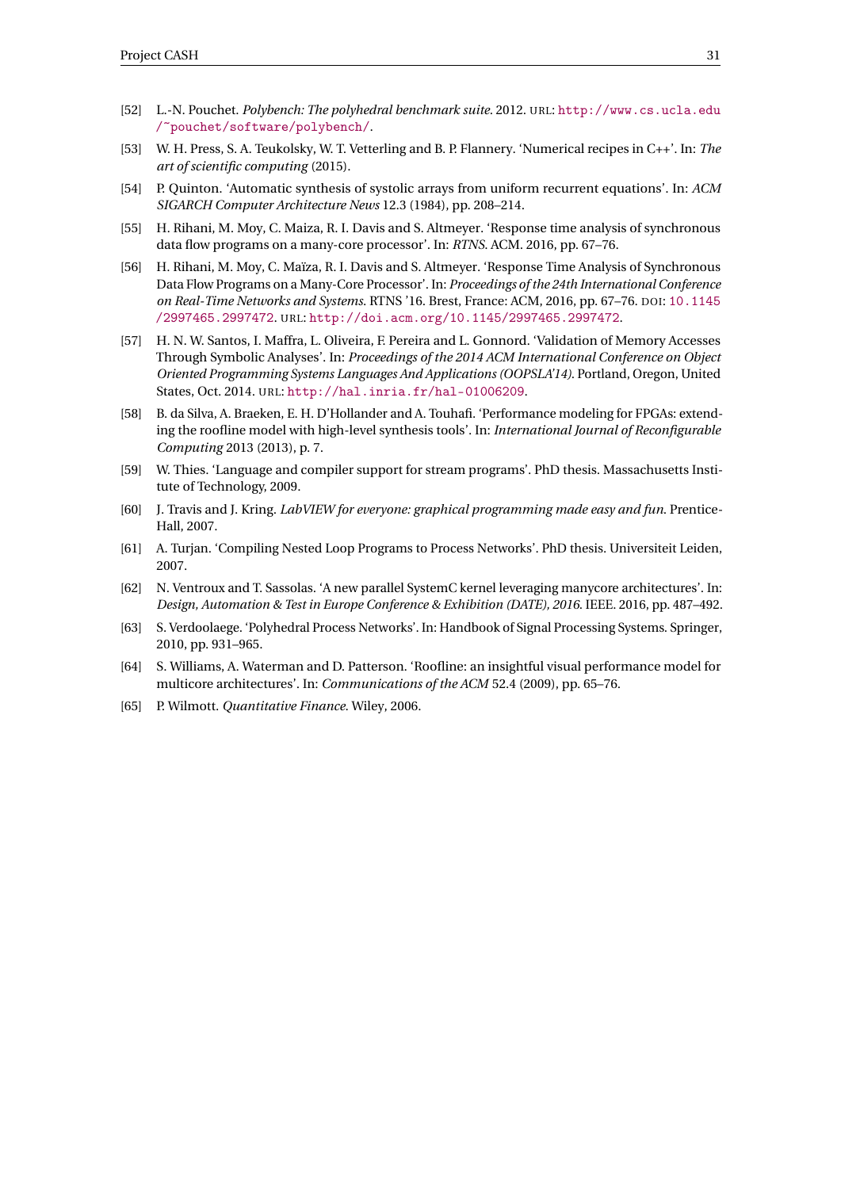[52] L.-N. Pouchet. *Polybench: The polyhedral benchmark suite*. 2012. URL: http://www.cs.ucla.edu/~pouchet/software/polybench/.

[53] W. H. Press, S. A. Teukolsky, W. T. Vetterling and B. P. Flannery. 'Numerical recipes in C++'. In: *The art of scientific computing* (2015).

[54] P. Quinton. 'Automatic synthesis of systolic arrays from uniform recurrent equations'. In: *ACM SIGARCH Computer Architecture News* 12.3 (1984), pp. 208–214.

[55] H. Rihani, M. Moy, C. Maiza, R. I. Davis and S. Altmeyer. 'Response time analysis of synchronous data flow programs on a many-core processor'. In: *RTNS*. ACM. 2016, pp. 67–76.

[56] H. Rihani, M. Moy, C. Maïza, R. I. Davis and S. Altmeyer. 'Response Time Analysis of Synchronous Data Flow Programs on a Many-Core Processor'. In: *Proceedings of the 24th International Conference on Real-Time Networks and Systems*. RTNS '16. Brest, France: ACM, 2016, pp. 67–76. DOI: 10.1145/2997465.2997472. URL: http://doi.acm.org/10.1145/2997465.2997472.

[57] H. N. W. Santos, I. Maffra, L. Oliveira, F. Pereira and L. Gonnord. 'Validation of Memory Accesses Through Symbolic Analyses'. In: *Proceedings of the 2014 ACM International Conference on Object Oriented Programming Systems Languages And Applications (OOPSLA'14)*. Portland, Oregon, United States, Oct. 2014. URL: http://hal.inria.fr/hal-01006209.

[58] B. da Silva, A. Braeken, E. H. D'Hollander and A. Touhafi. 'Performance modeling for FPGAs: extending the roofline model with high-level synthesis tools'. In: *International Journal of Reconfigurable Computing* 2013 (2013), p. 7.

[59] W. Thies. 'Language and compiler support for stream programs'. PhD thesis. Massachusetts Institute of Technology, 2009.

[60] J. Travis and J. Kring. *LabVIEW for everyone: graphical programming made easy and fun*. Prentice-Hall, 2007.

[61] A. Turjan. 'Compiling Nested Loop Programs to Process Networks'. PhD thesis. Universiteit Leiden, 2007.

[62] N. Ventroux and T. Sassolas. 'A new parallel SystemC kernel leveraging manycore architectures'. In: *Design, Automation & Test in Europe Conference & Exhibition (DATE), 2016*. IEEE. 2016, pp. 487–492.

[63] S. Verdoolaege. 'Polyhedral Process Networks'. In: Handbook of Signal Processing Systems. Springer, 2010, pp. 931–965.

[64] S. Williams, A. Waterman and D. Patterson. 'Roofline: an insightful visual performance model for multicore architectures'. In: *Communications of the ACM* 52.4 (2009), pp. 65–76.

[65] P. Wilmott. *Quantitative Finance*. Wiley, 2006.